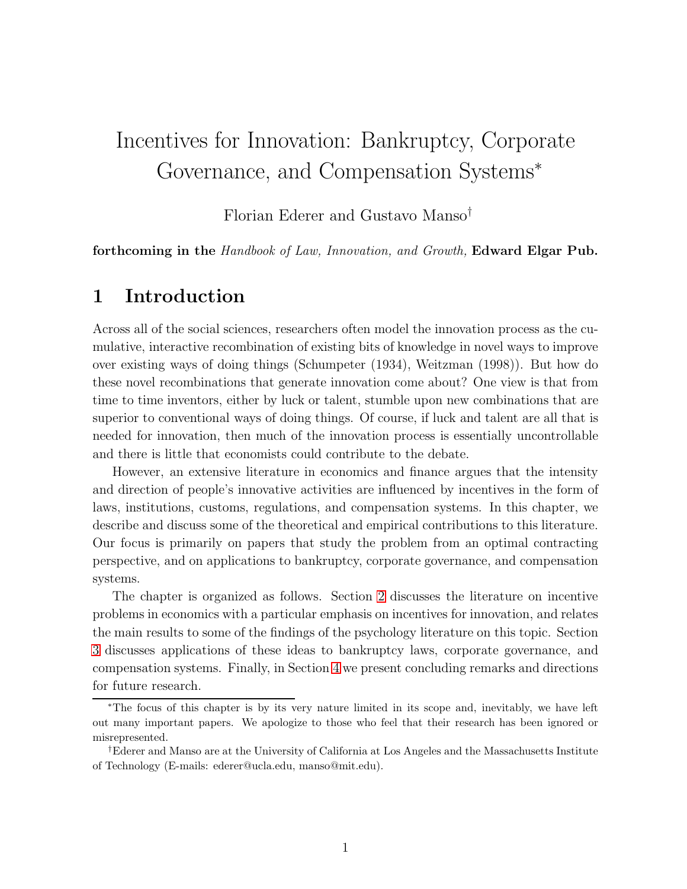# Incentives for Innovation: Bankruptcy, Corporate Governance, and Compensation Systems*

Florian Ederer and Gustavo Manso†

**forthcoming in the** *Handbook of Law, Innovation, and Growth,* **Edward Elgar Pub.**

## 1 Introduction

Across all of the social sciences, researchers often model the innovation process as the cumulative, interactive recombination of existing bits of knowledge in novel ways to improve over existing ways of doing things (Schumpeter (1934), Weitzman (1998)). But how do these novel recombinations that generate innovation come about? One view is that from time to time inventors, either by luck or talent, stumble upon new combinations that are superior to conventional ways of doing things. Of course, if luck and talent are all that is needed for innovation, then much of the innovation process is essentially uncontrollable and there is little that economists could contribute to the debate.

However, an extensive literature in economics and finance argues that the intensity and direction of people's innovative activities are influenced by incentives in the form of laws, institutions, customs, regulations, and compensation systems. In this chapter, we describe and discuss some of the theoretical and empirical contributions to this literature. Our focus is primarily on papers that study the problem from an optimal contracting perspective, and on applications to bankruptcy, corporate governance, and compensation systems.

The chapter is organized as follows. Section 2 discusses the literature on incentive problems in economics with a particular emphasis on incentives for innovation, and relates the main results to some of the findings of the psychology literature on this topic. Section 3 discusses applications of these ideas to bankruptcy laws, corporate governance, and compensation systems. Finally, in Section 4 we present concluding remarks and directions for future research.

---

*The focus of this chapter is by its very nature limited in its scope and, inevitably, we have left out many important papers. We apologize to those who feel that their research has been ignored or misrepresented.

†Ederer and Manso are at the University of California at Los Angeles and the Massachusetts Institute of Technology (E-mails: ederer@ucla.edu, manso@mit.edu).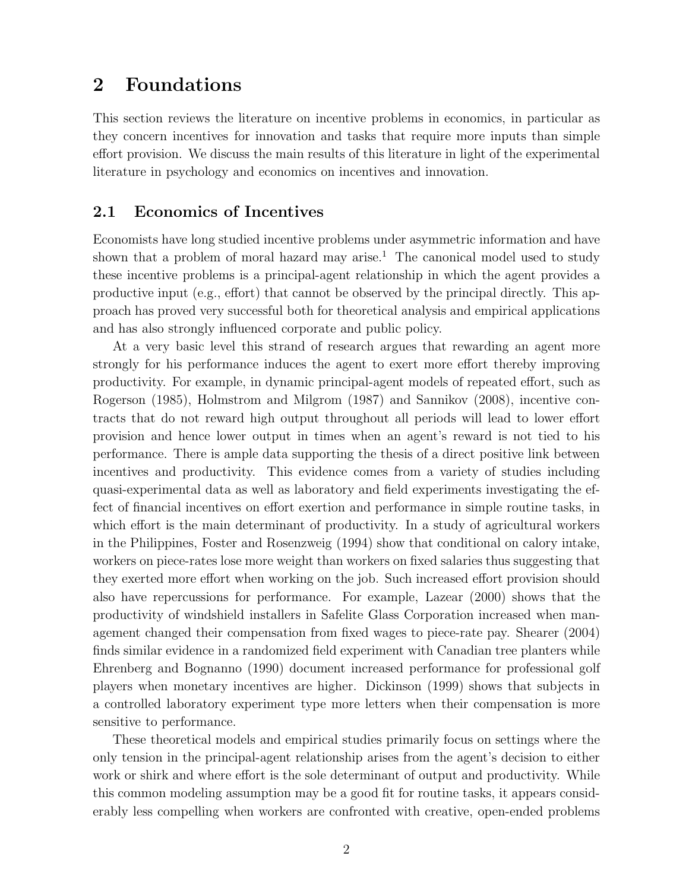## 2 Foundations

This section reviews the literature on incentive problems in economics, in particular as they concern incentives for innovation and tasks that require more inputs than simple effort provision. We discuss the main results of this literature in light of the experimental literature in psychology and economics on incentives and innovation.

### 2.1 Economics of Incentives

Economists have long studied incentive problems under asymmetric information and have shown that a problem of moral hazard may arise.[1] The canonical model used to study these incentive problems is a principal-agent relationship in which the agent provides a productive input (e.g., effort) that cannot be observed by the principal directly. This approach has proved very successful both for theoretical analysis and empirical applications and has also strongly influenced corporate and public policy.

At a very basic level this strand of research argues that rewarding an agent more strongly for his performance induces the agent to exert more effort thereby improving productivity. For example, in dynamic principal-agent models of repeated effort, such as Rogerson (1985), Holmstrom and Milgrom (1987) and Sannikov (2008), incentive contracts that do not reward high output throughout all periods will lead to lower effort provision and hence lower output in times when an agent's reward is not tied to his performance. There is ample data supporting the thesis of a direct positive link between incentives and productivity. This evidence comes from a variety of studies including quasi-experimental data as well as laboratory and field experiments investigating the effect of financial incentives on effort exertion and performance in simple routine tasks, in which effort is the main determinant of productivity. In a study of agricultural workers in the Philippines, Foster and Rosenzweig (1994) show that conditional on calory intake, workers on piece-rates lose more weight than workers on fixed salaries thus suggesting that they exerted more effort when working on the job. Such increased effort provision should also have repercussions for performance. For example, Lazear (2000) shows that the productivity of windshield installers in Safelite Glass Corporation increased when management changed their compensation from fixed wages to piece-rate pay. Shearer (2004) finds similar evidence in a randomized field experiment with Canadian tree planters while Ehrenberg and Bognanno (1990) document increased performance for professional golf players when monetary incentives are higher. Dickinson (1999) shows that subjects in a controlled laboratory experiment type more letters when their compensation is more sensitive to performance.

These theoretical models and empirical studies primarily focus on settings where the only tension in the principal-agent relationship arises from the agent's decision to either work or shirk and where effort is the sole determinant of output and productivity. While this common modeling assumption may be a good fit for routine tasks, it appears considerably less compelling when workers are confronted with creative, open-ended problems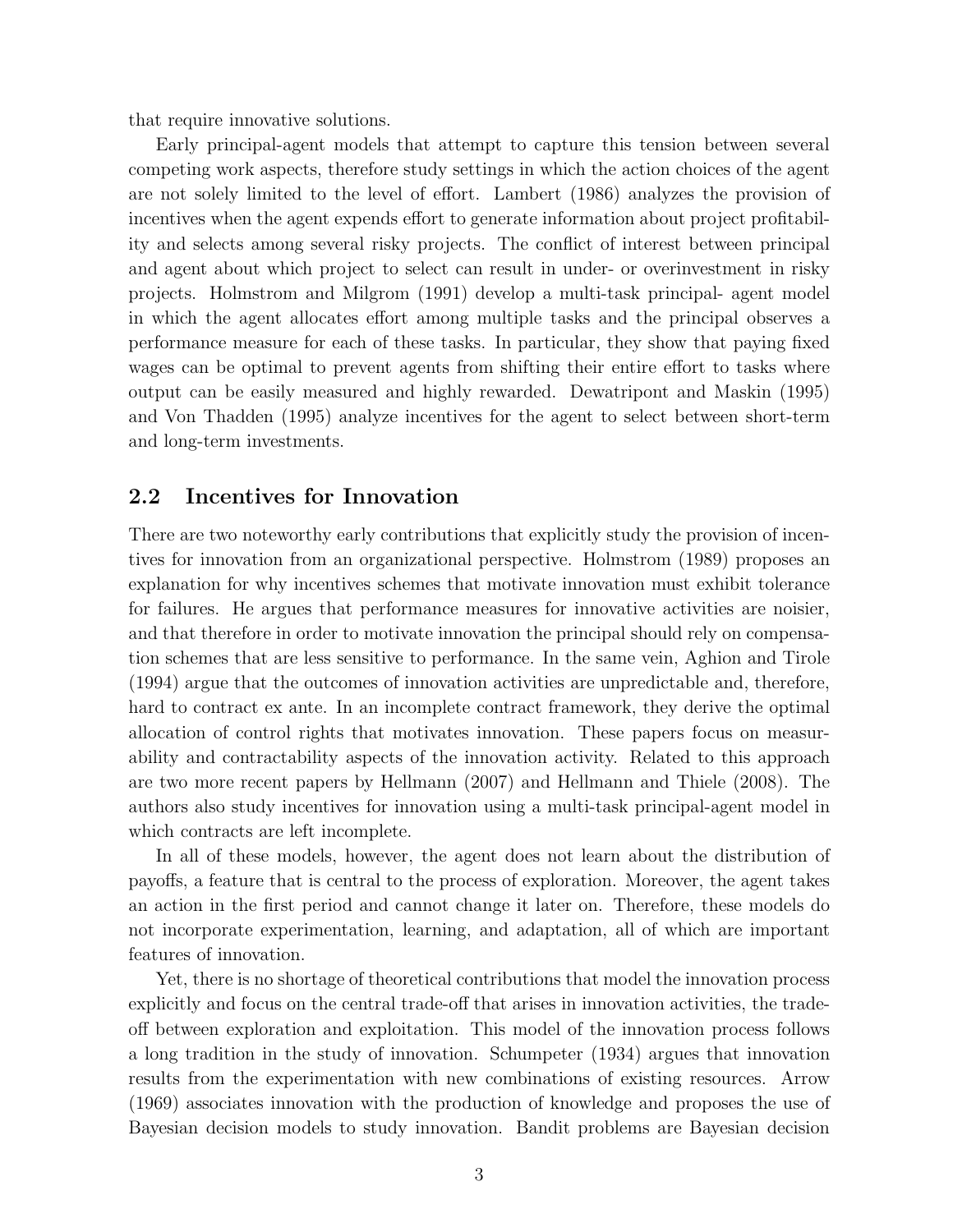that require innovative solutions.

Early principal-agent models that attempt to capture this tension between several competing work aspects, therefore study settings in which the action choices of the agent are not solely limited to the level of effort. Lambert (1986) analyzes the provision of incentives when the agent expends effort to generate information about project profitability and selects among several risky projects. The conflict of interest between principal and agent about which project to select can result in under- or overinvestment in risky projects. Holmstrom and Milgrom (1991) develop a multi-task principal- agent model in which the agent allocates effort among multiple tasks and the principal observes a performance measure for each of these tasks. In particular, they show that paying fixed wages can be optimal to prevent agents from shifting their entire effort to tasks where output can be easily measured and highly rewarded. Dewatripont and Maskin (1995) and Von Thadden (1995) analyze incentives for the agent to select between short-term and long-term investments.

## 2.2 Incentives for Innovation

There are two noteworthy early contributions that explicitly study the provision of incentives for innovation from an organizational perspective. Holmstrom (1989) proposes an explanation for why incentives schemes that motivate innovation must exhibit tolerance for failures. He argues that performance measures for innovative activities are noisier, and that therefore in order to motivate innovation the principal should rely on compensation schemes that are less sensitive to performance. In the same vein, Aghion and Tirole (1994) argue that the outcomes of innovation activities are unpredictable and, therefore, hard to contract ex ante. In an incomplete contract framework, they derive the optimal allocation of control rights that motivates innovation. These papers focus on measurability and contractability aspects of the innovation activity. Related to this approach are two more recent papers by Hellmann (2007) and Hellmann and Thiele (2008). The authors also study incentives for innovation using a multi-task principal-agent model in which contracts are left incomplete.

In all of these models, however, the agent does not learn about the distribution of payoffs, a feature that is central to the process of exploration. Moreover, the agent takes an action in the first period and cannot change it later on. Therefore, these models do not incorporate experimentation, learning, and adaptation, all of which are important features of innovation.

Yet, there is no shortage of theoretical contributions that model the innovation process explicitly and focus on the central trade-off that arises in innovation activities, the trade-off between exploration and exploitation. This model of the innovation process follows a long tradition in the study of innovation. Schumpeter (1934) argues that innovation results from the experimentation with new combinations of existing resources. Arrow (1969) associates innovation with the production of knowledge and proposes the use of Bayesian decision models to study innovation. Bandit problems are Bayesian decision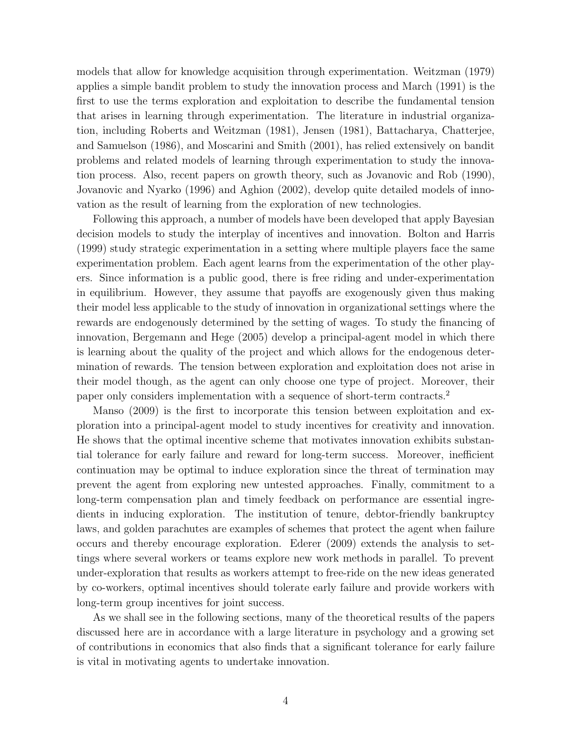models that allow for knowledge acquisition through experimentation. Weitzman (1979) applies a simple bandit problem to study the innovation process and March (1991) is the first to use the terms exploration and exploitation to describe the fundamental tension that arises in learning through experimentation. The literature in industrial organization, including Roberts and Weitzman (1981), Jensen (1981), Battacharya, Chatterjee, and Samuelson (1986), and Moscarini and Smith (2001), has relied extensively on bandit problems and related models of learning through experimentation to study the innovation process. Also, recent papers on growth theory, such as Jovanovic and Rob (1990), Jovanovic and Nyarko (1996) and Aghion (2002), develop quite detailed models of innovation as the result of learning from the exploration of new technologies.

Following this approach, a number of models have been developed that apply Bayesian decision models to study the interplay of incentives and innovation. Bolton and Harris (1999) study strategic experimentation in a setting where multiple players face the same experimentation problem. Each agent learns from the experimentation of the other players. Since information is a public good, there is free riding and under-experimentation in equilibrium. However, they assume that payoffs are exogenously given thus making their model less applicable to the study of innovation in organizational settings where the rewards are endogenously determined by the setting of wages. To study the financing of innovation, Bergemann and Hege (2005) develop a principal-agent model in which there is learning about the quality of the project and which allows for the endogenous determination of rewards. The tension between exploration and exploitation does not arise in their model though, as the agent can only choose one type of project. Moreover, their paper only considers implementation with a sequence of short-term contracts.[2]

Manso (2009) is the first to incorporate this tension between exploitation and exploration into a principal-agent model to study incentives for creativity and innovation. He shows that the optimal incentive scheme that motivates innovation exhibits substantial tolerance for early failure and reward for long-term success. Moreover, inefficient continuation may be optimal to induce exploration since the threat of termination may prevent the agent from exploring new untested approaches. Finally, commitment to a long-term compensation plan and timely feedback on performance are essential ingredients in inducing exploration. The institution of tenure, debtor-friendly bankruptcy laws, and golden parachutes are examples of schemes that protect the agent when failure occurs and thereby encourage exploration. Ederer (2009) extends the analysis to settings where several workers or teams explore new work methods in parallel. To prevent under-exploration that results as workers attempt to free-ride on the new ideas generated by co-workers, optimal incentives should tolerate early failure and provide workers with long-term group incentives for joint success.

As we shall see in the following sections, many of the theoretical results of the papers discussed here are in accordance with a large literature in psychology and a growing set of contributions in economics that also finds that a significant tolerance for early failure is vital in motivating agents to undertake innovation.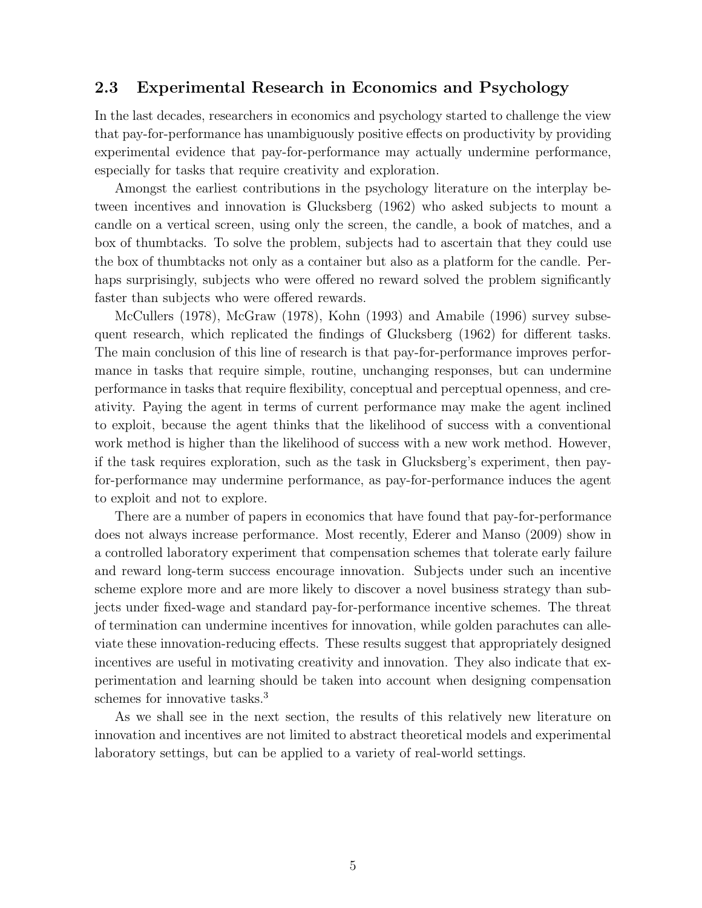## 2.3 Experimental Research in Economics and Psychology

In the last decades, researchers in economics and psychology started to challenge the view that pay-for-performance has unambiguously positive effects on productivity by providing experimental evidence that pay-for-performance may actually undermine performance, especially for tasks that require creativity and exploration.

Amongst the earliest contributions in the psychology literature on the interplay between incentives and innovation is Glucksberg (1962) who asked subjects to mount a candle on a vertical screen, using only the screen, the candle, a book of matches, and a box of thumbtacks. To solve the problem, subjects had to ascertain that they could use the box of thumbtacks not only as a container but also as a platform for the candle. Perhaps surprisingly, subjects who were offered no reward solved the problem significantly faster than subjects who were offered rewards.

McCullers (1978), McGraw (1978), Kohn (1993) and Amabile (1996) survey subsequent research, which replicated the findings of Glucksberg (1962) for different tasks. The main conclusion of this line of research is that pay-for-performance improves performance in tasks that require simple, routine, unchanging responses, but can undermine performance in tasks that require flexibility, conceptual and perceptual openness, and creativity. Paying the agent in terms of current performance may make the agent inclined to exploit, because the agent thinks that the likelihood of success with a conventional work method is higher than the likelihood of success with a new work method. However, if the task requires exploration, such as the task in Glucksberg's experiment, then pay-for-performance may undermine performance, as pay-for-performance induces the agent to exploit and not to explore.

There are a number of papers in economics that have found that pay-for-performance does not always increase performance. Most recently, Ederer and Manso (2009) show in a controlled laboratory experiment that compensation schemes that tolerate early failure and reward long-term success encourage innovation. Subjects under such an incentive scheme explore more and are more likely to discover a novel business strategy than subjects under fixed-wage and standard pay-for-performance incentive schemes. The threat of termination can undermine incentives for innovation, while golden parachutes can alleviate these innovation-reducing effects. These results suggest that appropriately designed incentives are useful in motivating creativity and innovation. They also indicate that experimentation and learning should be taken into account when designing compensation schemes for innovative tasks.[3]

As we shall see in the next section, the results of this relatively new literature on innovation and incentives are not limited to abstract theoretical models and experimental laboratory settings, but can be applied to a variety of real-world settings.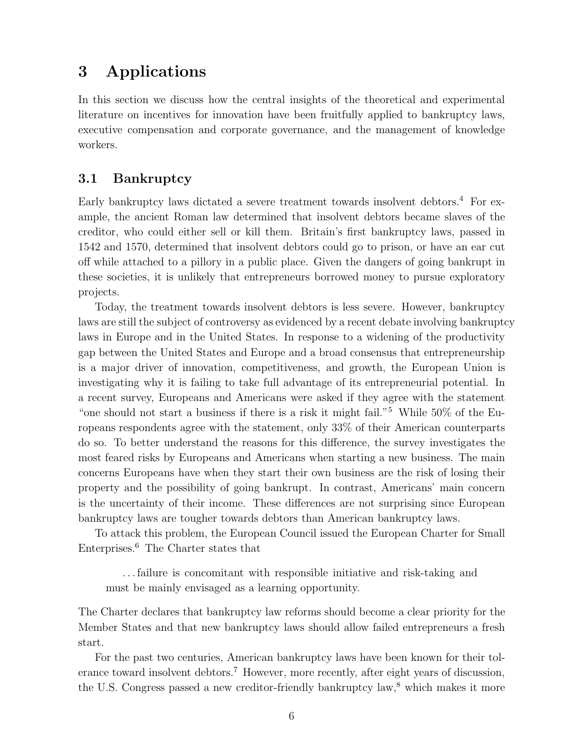## 3 Applications

In this section we discuss how the central insights of the theoretical and experimental literature on incentives for innovation have been fruitfully applied to bankruptcy laws, executive compensation and corporate governance, and the management of knowledge workers.

### 3.1 Bankruptcy

Early bankruptcy laws dictated a severe treatment towards insolvent debtors.[4] For example, the ancient Roman law determined that insolvent debtors became slaves of the creditor, who could either sell or kill them. Britain's first bankruptcy laws, passed in 1542 and 1570, determined that insolvent debtors could go to prison, or have an ear cut off while attached to a pillory in a public place. Given the dangers of going bankrupt in these societies, it is unlikely that entrepreneurs borrowed money to pursue exploratory projects.

Today, the treatment towards insolvent debtors is less severe. However, bankruptcy laws are still the subject of controversy as evidenced by a recent debate involving bankruptcy laws in Europe and in the United States. In response to a widening of the productivity gap between the United States and Europe and a broad consensus that entrepreneurship is a major driver of innovation, competitiveness, and growth, the European Union is investigating why it is failing to take full advantage of its entrepreneurial potential. In a recent survey, Europeans and Americans were asked if they agree with the statement "one should not start a business if there is a risk it might fail."[5] While 50% of the Europeans respondents agree with the statement, only 33% of their American counterparts do so. To better understand the reasons for this difference, the survey investigates the most feared risks by Europeans and Americans when starting a new business. The main concerns Europeans have when they start their own business are the risk of losing their property and the possibility of going bankrupt. In contrast, Americans' main concern is the uncertainty of their income. These differences are not surprising since European bankruptcy laws are tougher towards debtors than American bankruptcy laws.

To attack this problem, the European Council issued the European Charter for Small Enterprises.[6] The Charter states that

> ...failure is concomitant with responsible initiative and risk-taking and must be mainly envisaged as a learning opportunity.

The Charter declares that bankruptcy law reforms should become a clear priority for the Member States and that new bankruptcy laws should allow failed entrepreneurs a fresh start.

For the past two centuries, American bankruptcy laws have been known for their tolerance toward insolvent debtors.[7] However, more recently, after eight years of discussion, the U.S. Congress passed a new creditor-friendly bankruptcy law,[8] which makes it more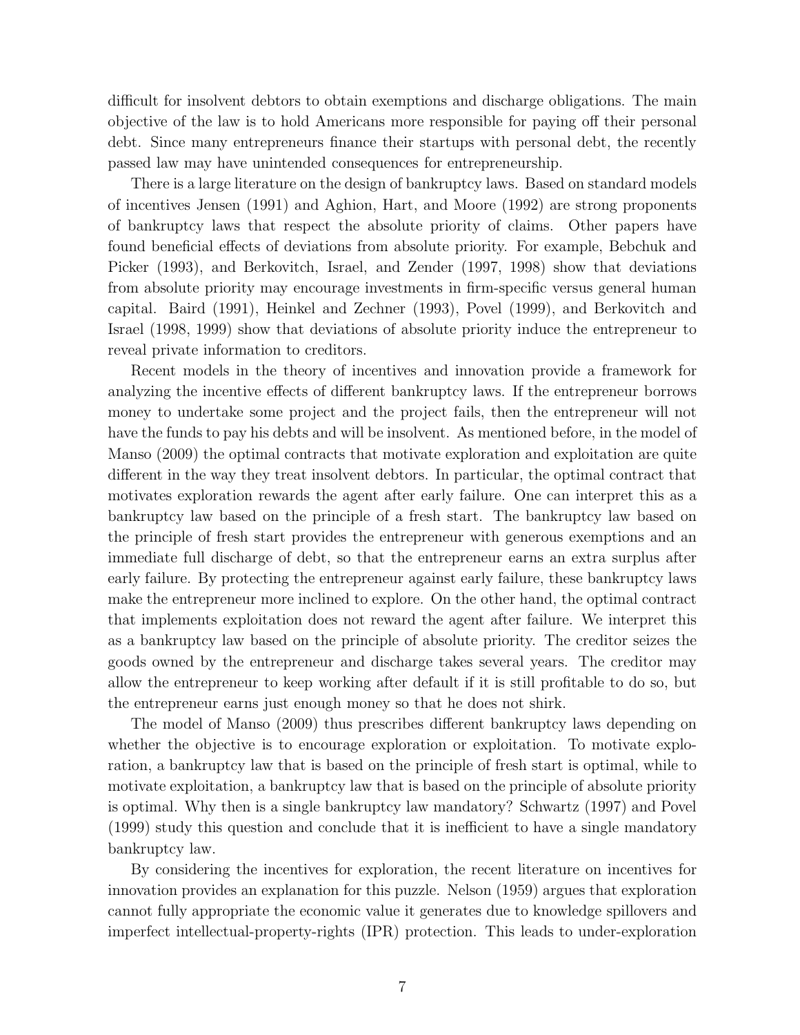difficult for insolvent debtors to obtain exemptions and discharge obligations. The main objective of the law is to hold Americans more responsible for paying off their personal debt. Since many entrepreneurs finance their startups with personal debt, the recently passed law may have unintended consequences for entrepreneurship.

There is a large literature on the design of bankruptcy laws. Based on standard models of incentives Jensen (1991) and Aghion, Hart, and Moore (1992) are strong proponents of bankruptcy laws that respect the absolute priority of claims. Other papers have found beneficial effects of deviations from absolute priority. For example, Bebchuk and Picker (1993), and Berkovitch, Israel, and Zender (1997, 1998) show that deviations from absolute priority may encourage investments in firm-specific versus general human capital. Baird (1991), Heinkel and Zechner (1993), Povel (1999), and Berkovitch and Israel (1998, 1999) show that deviations of absolute priority induce the entrepreneur to reveal private information to creditors.

Recent models in the theory of incentives and innovation provide a framework for analyzing the incentive effects of different bankruptcy laws. If the entrepreneur borrows money to undertake some project and the project fails, then the entrepreneur will not have the funds to pay his debts and will be insolvent. As mentioned before, in the model of Manso (2009) the optimal contracts that motivate exploration and exploitation are quite different in the way they treat insolvent debtors. In particular, the optimal contract that motivates exploration rewards the agent after early failure. One can interpret this as a bankruptcy law based on the principle of a fresh start. The bankruptcy law based on the principle of fresh start provides the entrepreneur with generous exemptions and an immediate full discharge of debt, so that the entrepreneur earns an extra surplus after early failure. By protecting the entrepreneur against early failure, these bankruptcy laws make the entrepreneur more inclined to explore. On the other hand, the optimal contract that implements exploitation does not reward the agent after failure. We interpret this as a bankruptcy law based on the principle of absolute priority. The creditor seizes the goods owned by the entrepreneur and discharge takes several years. The creditor may allow the entrepreneur to keep working after default if it is still profitable to do so, but the entrepreneur earns just enough money so that he does not shirk.

The model of Manso (2009) thus prescribes different bankruptcy laws depending on whether the objective is to encourage exploration or exploitation. To motivate exploration, a bankruptcy law that is based on the principle of fresh start is optimal, while to motivate exploitation, a bankruptcy law that is based on the principle of absolute priority is optimal. Why then is a single bankruptcy law mandatory? Schwartz (1997) and Povel (1999) study this question and conclude that it is inefficient to have a single mandatory bankruptcy law.

By considering the incentives for exploration, the recent literature on incentives for innovation provides an explanation for this puzzle. Nelson (1959) argues that exploration cannot fully appropriate the economic value it generates due to knowledge spillovers and imperfect intellectual-property-rights (IPR) protection. This leads to under-exploration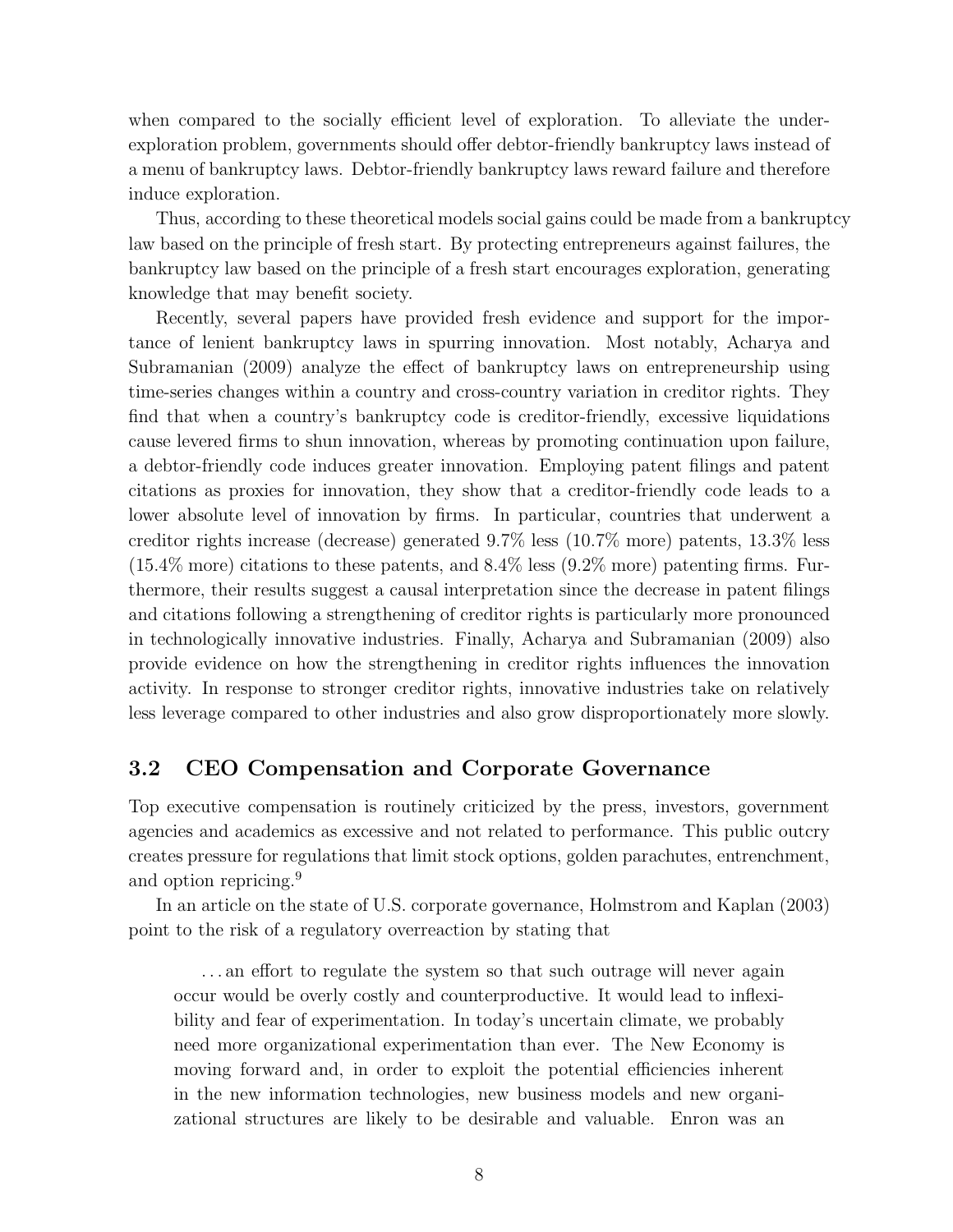when compared to the socially efficient level of exploration. To alleviate the under-exploration problem, governments should offer debtor-friendly bankruptcy laws instead of a menu of bankruptcy laws. Debtor-friendly bankruptcy laws reward failure and therefore induce exploration.

Thus, according to these theoretical models social gains could be made from a bankruptcy law based on the principle of fresh start. By protecting entrepreneurs against failures, the bankruptcy law based on the principle of a fresh start encourages exploration, generating knowledge that may benefit society.

Recently, several papers have provided fresh evidence and support for the importance of lenient bankruptcy laws in spurring innovation. Most notably, Acharya and Subramanian (2009) analyze the effect of bankruptcy laws on entrepreneurship using time-series changes within a country and cross-country variation in creditor rights. They find that when a country's bankruptcy code is creditor-friendly, excessive liquidations cause levered firms to shun innovation, whereas by promoting continuation upon failure, a debtor-friendly code induces greater innovation. Employing patent filings and patent citations as proxies for innovation, they show that a creditor-friendly code leads to a lower absolute level of innovation by firms. In particular, countries that underwent a creditor rights increase (decrease) generated 9.7% less (10.7% more) patents, 13.3% less (15.4% more) citations to these patents, and 8.4% less (9.2% more) patenting firms. Furthermore, their results suggest a causal interpretation since the decrease in patent filings and citations following a strengthening of creditor rights is particularly more pronounced in technologically innovative industries. Finally, Acharya and Subramanian (2009) also provide evidence on how the strengthening in creditor rights influences the innovation activity. In response to stronger creditor rights, innovative industries take on relatively less leverage compared to other industries and also grow disproportionately more slowly.

## 3.2 CEO Compensation and Corporate Governance

Top executive compensation is routinely criticized by the press, investors, government agencies and academics as excessive and not related to performance. This public outcry creates pressure for regulations that limit stock options, golden parachutes, entrenchment, and option repricing.[9]

In an article on the state of U.S. corporate governance, Holmstrom and Kaplan (2003) point to the risk of a regulatory overreaction by stating that

> ... an effort to regulate the system so that such outrage will never again occur would be overly costly and counterproductive. It would lead to inflexibility and fear of experimentation. In today's uncertain climate, we probably need more organizational experimentation than ever. The New Economy is moving forward and, in order to exploit the potential efficiencies inherent in the new information technologies, new business models and new organizational structures are likely to be desirable and valuable. Enron was an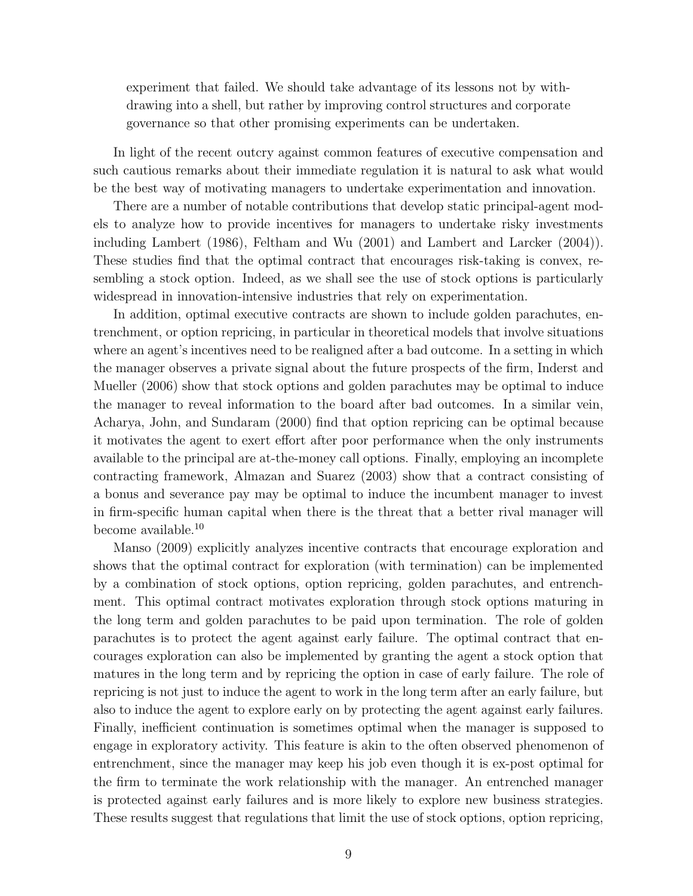> experiment that failed. We should take advantage of its lessons not by withdrawing into a shell, but rather by improving control structures and corporate governance so that other promising experiments can be undertaken.

In light of the recent outcry against common features of executive compensation and such cautious remarks about their immediate regulation it is natural to ask what would be the best way of motivating managers to undertake experimentation and innovation.

There are a number of notable contributions that develop static principal-agent models to analyze how to provide incentives for managers to undertake risky investments including Lambert (1986), Feltham and Wu (2001) and Lambert and Larcker (2004)). These studies find that the optimal contract that encourages risk-taking is convex, resembling a stock option. Indeed, as we shall see the use of stock options is particularly widespread in innovation-intensive industries that rely on experimentation.

In addition, optimal executive contracts are shown to include golden parachutes, entrenchment, or option repricing, in particular in theoretical models that involve situations where an agent's incentives need to be realigned after a bad outcome. In a setting in which the manager observes a private signal about the future prospects of the firm, Inderst and Mueller (2006) show that stock options and golden parachutes may be optimal to induce the manager to reveal information to the board after bad outcomes. In a similar vein, Acharya, John, and Sundaram (2000) find that option repricing can be optimal because it motivates the agent to exert effort after poor performance when the only instruments available to the principal are at-the-money call options. Finally, employing an incomplete contracting framework, Almazan and Suarez (2003) show that a contract consisting of a bonus and severance pay may be optimal to induce the incumbent manager to invest in firm-specific human capital when there is the threat that a better rival manager will become available.[10]

Manso (2009) explicitly analyzes incentive contracts that encourage exploration and shows that the optimal contract for exploration (with termination) can be implemented by a combination of stock options, option repricing, golden parachutes, and entrenchment. This optimal contract motivates exploration through stock options maturing in the long term and golden parachutes to be paid upon termination. The role of golden parachutes is to protect the agent against early failure. The optimal contract that encourages exploration can also be implemented by granting the agent a stock option that matures in the long term and by repricing the option in case of early failure. The role of repricing is not just to induce the agent to work in the long term after an early failure, but also to induce the agent to explore early on by protecting the agent against early failures. Finally, inefficient continuation is sometimes optimal when the manager is supposed to engage in exploratory activity. This feature is akin to the often observed phenomenon of entrenchment, since the manager may keep his job even though it is ex-post optimal for the firm to terminate the work relationship with the manager. An entrenched manager is protected against early failures and is more likely to explore new business strategies. These results suggest that regulations that limit the use of stock options, option repricing,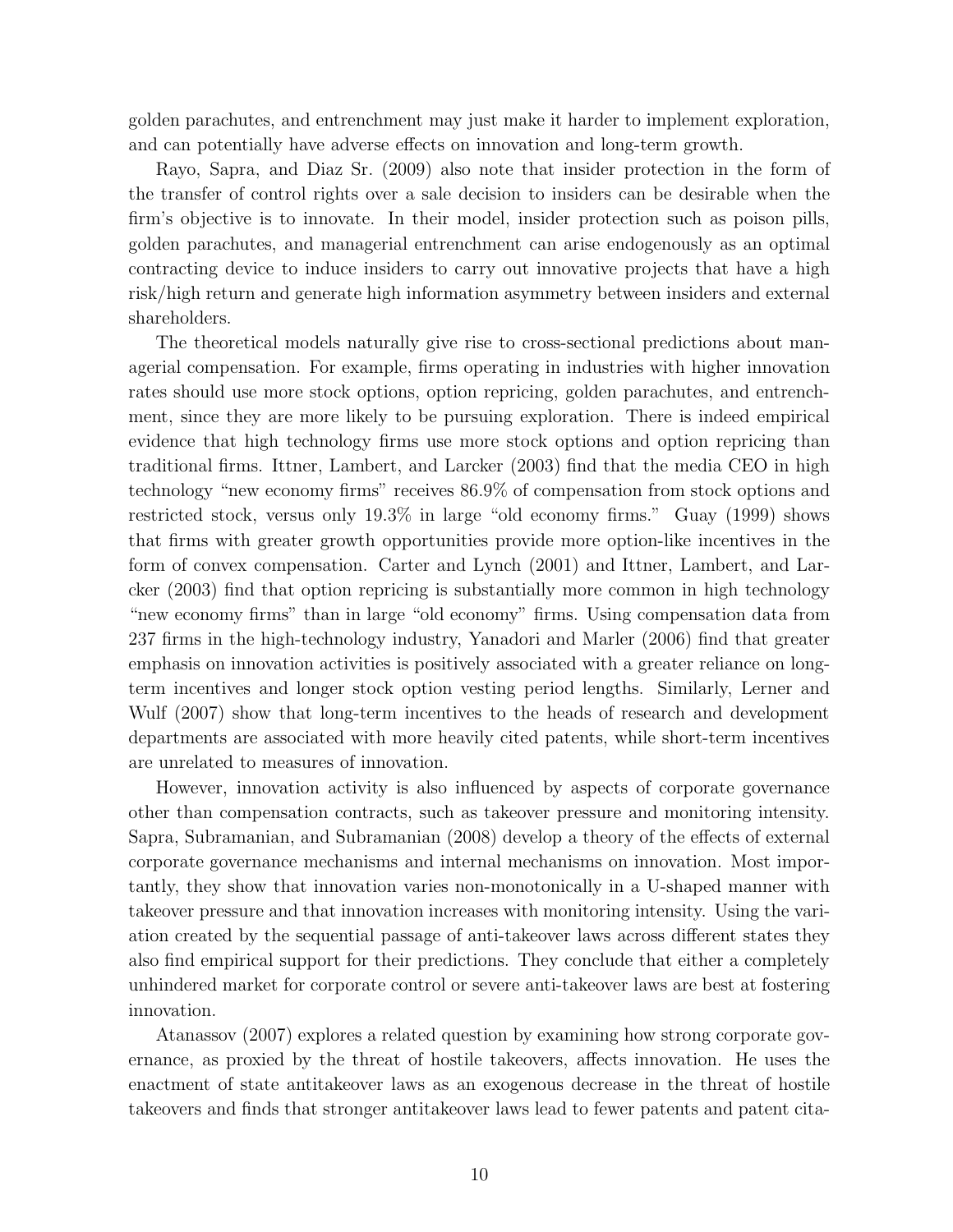golden parachutes, and entrenchment may just make it harder to implement exploration, and can potentially have adverse effects on innovation and long-term growth.

Rayo, Sapra, and Diaz Sr. (2009) also note that insider protection in the form of the transfer of control rights over a sale decision to insiders can be desirable when the firm's objective is to innovate. In their model, insider protection such as poison pills, golden parachutes, and managerial entrenchment can arise endogenously as an optimal contracting device to induce insiders to carry out innovative projects that have a high risk/high return and generate high information asymmetry between insiders and external shareholders.

The theoretical models naturally give rise to cross-sectional predictions about managerial compensation. For example, firms operating in industries with higher innovation rates should use more stock options, option repricing, golden parachutes, and entrenchment, since they are more likely to be pursuing exploration. There is indeed empirical evidence that high technology firms use more stock options and option repricing than traditional firms. Ittner, Lambert, and Larcker (2003) find that the media CEO in high technology "new economy firms" receives 86.9% of compensation from stock options and restricted stock, versus only 19.3% in large "old economy firms." Guay (1999) shows that firms with greater growth opportunities provide more option-like incentives in the form of convex compensation. Carter and Lynch (2001) and Ittner, Lambert, and Larcker (2003) find that option repricing is substantially more common in high technology "new economy firms" than in large "old economy" firms. Using compensation data from 237 firms in the high-technology industry, Yanadori and Marler (2006) find that greater emphasis on innovation activities is positively associated with a greater reliance on long-term incentives and longer stock option vesting period lengths. Similarly, Lerner and Wulf (2007) show that long-term incentives to the heads of research and development departments are associated with more heavily cited patents, while short-term incentives are unrelated to measures of innovation.

However, innovation activity is also influenced by aspects of corporate governance other than compensation contracts, such as takeover pressure and monitoring intensity. Sapra, Subramanian, and Subramanian (2008) develop a theory of the effects of external corporate governance mechanisms and internal mechanisms on innovation. Most importantly, they show that innovation varies non-monotonically in a U-shaped manner with takeover pressure and that innovation increases with monitoring intensity. Using the variation created by the sequential passage of anti-takeover laws across different states they also find empirical support for their predictions. They conclude that either a completely unhindered market for corporate control or severe anti-takeover laws are best at fostering innovation.

Atanassov (2007) explores a related question by examining how strong corporate governance, as proxied by the threat of hostile takeovers, affects innovation. He uses the enactment of state antitakeover laws as an exogenous decrease in the threat of hostile takeovers and finds that stronger antitakeover laws lead to fewer patents and patent cita-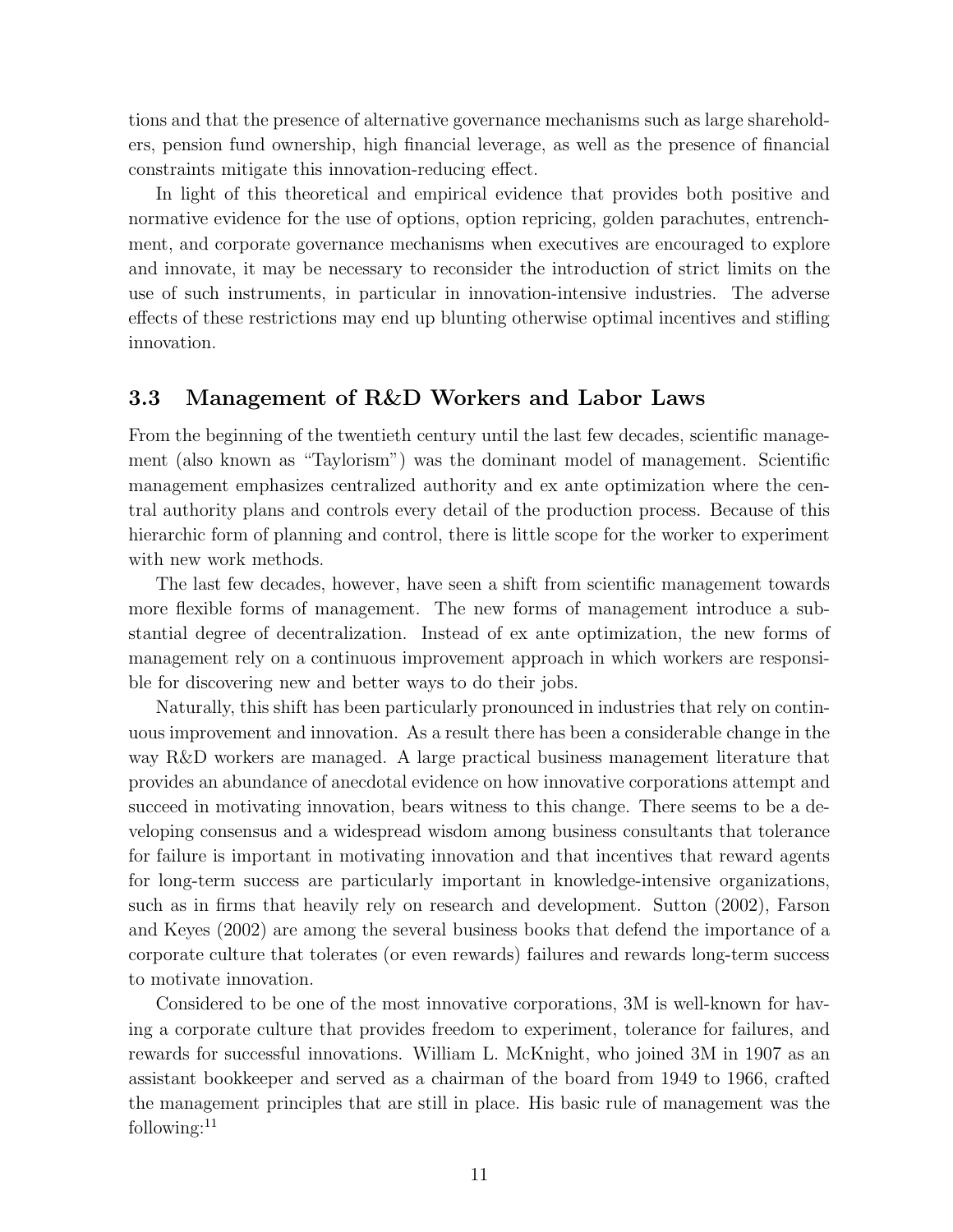tions and that the presence of alternative governance mechanisms such as large shareholders, pension fund ownership, high financial leverage, as well as the presence of financial constraints mitigate this innovation-reducing effect.

In light of this theoretical and empirical evidence that provides both positive and normative evidence for the use of options, option repricing, golden parachutes, entrenchment, and corporate governance mechanisms when executives are encouraged to explore and innovate, it may be necessary to reconsider the introduction of strict limits on the use of such instruments, in particular in innovation-intensive industries. The adverse effects of these restrictions may end up blunting otherwise optimal incentives and stifling innovation.

### 3.3 Management of R&D Workers and Labor Laws

From the beginning of the twentieth century until the last few decades, scientific management (also known as "Taylorism") was the dominant model of management. Scientific management emphasizes centralized authority and ex ante optimization where the central authority plans and controls every detail of the production process. Because of this hierarchic form of planning and control, there is little scope for the worker to experiment with new work methods.

The last few decades, however, have seen a shift from scientific management towards more flexible forms of management. The new forms of management introduce a substantial degree of decentralization. Instead of ex ante optimization, the new forms of management rely on a continuous improvement approach in which workers are responsible for discovering new and better ways to do their jobs.

Naturally, this shift has been particularly pronounced in industries that rely on continuous improvement and innovation. As a result there has been a considerable change in the way R&D workers are managed. A large practical business management literature that provides an abundance of anecdotal evidence on how innovative corporations attempt and succeed in motivating innovation, bears witness to this change. There seems to be a developing consensus and a widespread wisdom among business consultants that tolerance for failure is important in motivating innovation and that incentives that reward agents for long-term success are particularly important in knowledge-intensive organizations, such as in firms that heavily rely on research and development. Sutton (2002), Farson and Keyes (2002) are among the several business books that defend the importance of a corporate culture that tolerates (or even rewards) failures and rewards long-term success to motivate innovation.

Considered to be one of the most innovative corporations, 3M is well-known for having a corporate culture that provides freedom to experiment, tolerance for failures, and rewards for successful innovations. William L. McKnight, who joined 3M in 1907 as an assistant bookkeeper and served as a chairman of the board from 1949 to 1966, crafted the management principles that are still in place. His basic rule of management was the following:[11]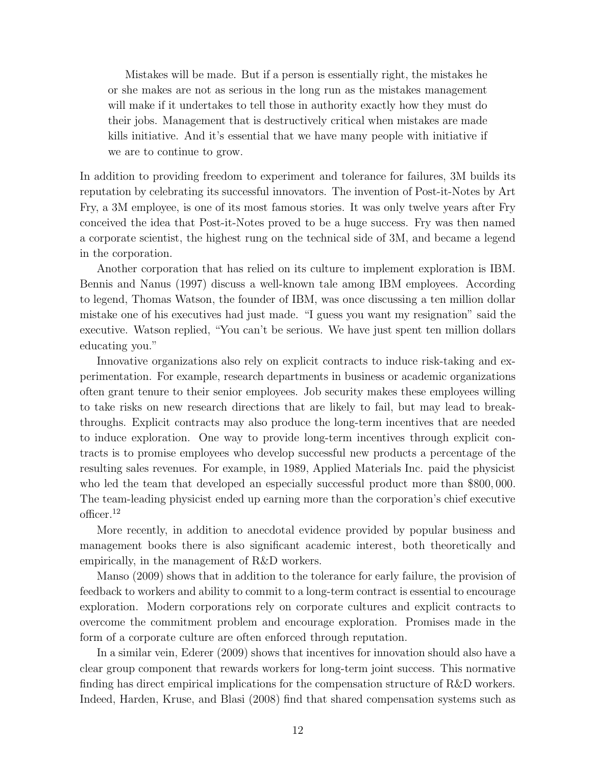> Mistakes will be made. But if a person is essentially right, the mistakes he or she makes are not as serious in the long run as the mistakes management will make if it undertakes to tell those in authority exactly how they must do their jobs. Management that is destructively critical when mistakes are made kills initiative. And it's essential that we have many people with initiative if we are to continue to grow.

In addition to providing freedom to experiment and tolerance for failures, 3M builds its reputation by celebrating its successful innovators. The invention of Post-it-Notes by Art Fry, a 3M employee, is one of its most famous stories. It was only twelve years after Fry conceived the idea that Post-it-Notes proved to be a huge success. Fry was then named a corporate scientist, the highest rung on the technical side of 3M, and became a legend in the corporation.

Another corporation that has relied on its culture to implement exploration is IBM. Bennis and Nanus (1997) discuss a well-known tale among IBM employees. According to legend, Thomas Watson, the founder of IBM, was once discussing a ten million dollar mistake one of his executives had just made. "I guess you want my resignation" said the executive. Watson replied, "You can't be serious. We have just spent ten million dollars educating you."

Innovative organizations also rely on explicit contracts to induce risk-taking and experimentation. For example, research departments in business or academic organizations often grant tenure to their senior employees. Job security makes these employees willing to take risks on new research directions that are likely to fail, but may lead to breakthroughs. Explicit contracts may also produce the long-term incentives that are needed to induce exploration. One way to provide long-term incentives through explicit contracts is to promise employees who develop successful new products a percentage of the resulting sales revenues. For example, in 1989, Applied Materials Inc. paid the physicist who led the team that developed an especially successful product more than $800,000. The team-leading physicist ended up earning more than the corporation's chief executive officer.[12]

More recently, in addition to anecdotal evidence provided by popular business and management books there is also significant academic interest, both theoretically and empirically, in the management of R&D workers.

Manso (2009) shows that in addition to the tolerance for early failure, the provision of feedback to workers and ability to commit to a long-term contract is essential to encourage exploration. Modern corporations rely on corporate cultures and explicit contracts to overcome the commitment problem and encourage exploration. Promises made in the form of a corporate culture are often enforced through reputation.

In a similar vein, Ederer (2009) shows that incentives for innovation should also have a clear group component that rewards workers for long-term joint success. This normative finding has direct empirical implications for the compensation structure of R&D workers. Indeed, Harden, Kruse, and Blasi (2008) find that shared compensation systems such as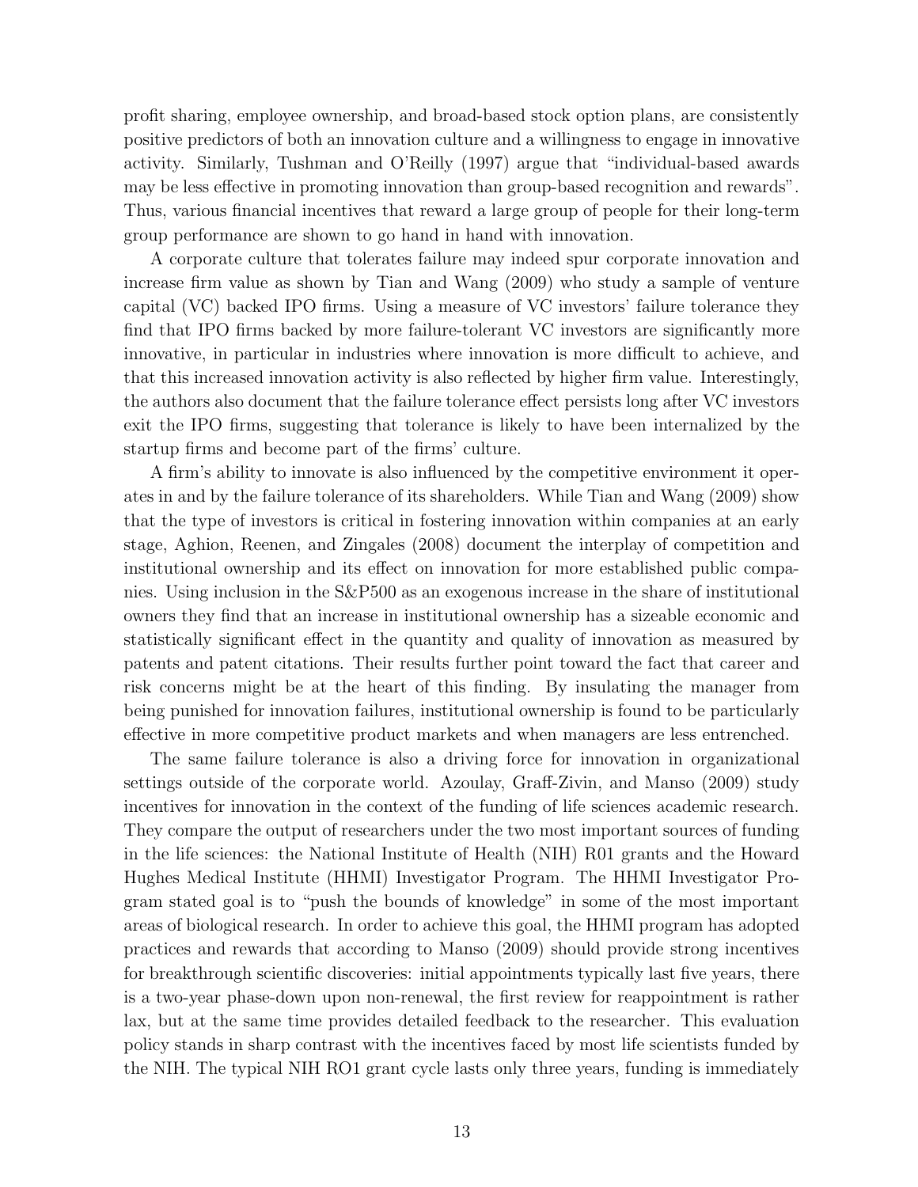profit sharing, employee ownership, and broad-based stock option plans, are consistently positive predictors of both an innovation culture and a willingness to engage in innovative activity. Similarly, Tushman and O'Reilly (1997) argue that "individual-based awards may be less effective in promoting innovation than group-based recognition and rewards". Thus, various financial incentives that reward a large group of people for their long-term group performance are shown to go hand in hand with innovation.

A corporate culture that tolerates failure may indeed spur corporate innovation and increase firm value as shown by Tian and Wang (2009) who study a sample of venture capital (VC) backed IPO firms. Using a measure of VC investors' failure tolerance they find that IPO firms backed by more failure-tolerant VC investors are significantly more innovative, in particular in industries where innovation is more difficult to achieve, and that this increased innovation activity is also reflected by higher firm value. Interestingly, the authors also document that the failure tolerance effect persists long after VC investors exit the IPO firms, suggesting that tolerance is likely to have been internalized by the startup firms and become part of the firms' culture.

A firm's ability to innovate is also influenced by the competitive environment it operates in and by the failure tolerance of its shareholders. While Tian and Wang (2009) show that the type of investors is critical in fostering innovation within companies at an early stage, Aghion, Reenen, and Zingales (2008) document the interplay of competition and institutional ownership and its effect on innovation for more established public companies. Using inclusion in the S&P500 as an exogenous increase in the share of institutional owners they find that an increase in institutional ownership has a sizeable economic and statistically significant effect in the quantity and quality of innovation as measured by patents and patent citations. Their results further point toward the fact that career and risk concerns might be at the heart of this finding. By insulating the manager from being punished for innovation failures, institutional ownership is found to be particularly effective in more competitive product markets and when managers are less entrenched.

The same failure tolerance is also a driving force for innovation in organizational settings outside of the corporate world. Azoulay, Graff-Zivin, and Manso (2009) study incentives for innovation in the context of the funding of life sciences academic research. They compare the output of researchers under the two most important sources of funding in the life sciences: the National Institute of Health (NIH) R01 grants and the Howard Hughes Medical Institute (HHMI) Investigator Program. The HHMI Investigator Program stated goal is to "push the bounds of knowledge" in some of the most important areas of biological research. In order to achieve this goal, the HHMI program has adopted practices and rewards that according to Manso (2009) should provide strong incentives for breakthrough scientific discoveries: initial appointments typically last five years, there is a two-year phase-down upon non-renewal, the first review for reappointment is rather lax, but at the same time provides detailed feedback to the researcher. This evaluation policy stands in sharp contrast with the incentives faced by most life scientists funded by the NIH. The typical NIH RO1 grant cycle lasts only three years, funding is immediately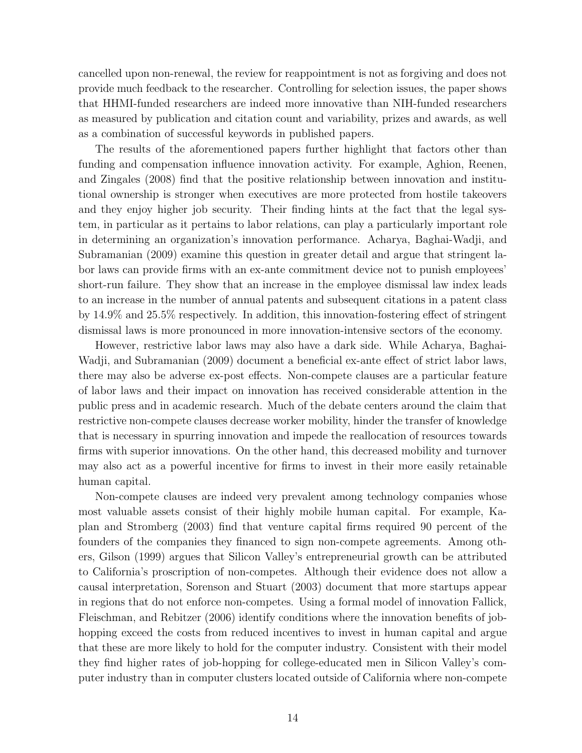cancelled upon non-renewal, the review for reappointment is not as forgiving and does not provide much feedback to the researcher. Controlling for selection issues, the paper shows that HHMI-funded researchers are indeed more innovative than NIH-funded researchers as measured by publication and citation count and variability, prizes and awards, as well as a combination of successful keywords in published papers.

The results of the aforementioned papers further highlight that factors other than funding and compensation influence innovation activity. For example, Aghion, Reenen, and Zingales (2008) find that the positive relationship between innovation and institutional ownership is stronger when executives are more protected from hostile takeovers and they enjoy higher job security. Their finding hints at the fact that the legal system, in particular as it pertains to labor relations, can play a particularly important role in determining an organization's innovation performance. Acharya, Baghai-Wadji, and Subramanian (2009) examine this question in greater detail and argue that stringent labor laws can provide firms with an ex-ante commitment device not to punish employees' short-run failure. They show that an increase in the employee dismissal law index leads to an increase in the number of annual patents and subsequent citations in a patent class by 14.9% and 25.5% respectively. In addition, this innovation-fostering effect of stringent dismissal laws is more pronounced in more innovation-intensive sectors of the economy.

However, restrictive labor laws may also have a dark side. While Acharya, Baghai-Wadji, and Subramanian (2009) document a beneficial ex-ante effect of strict labor laws, there may also be adverse ex-post effects. Non-compete clauses are a particular feature of labor laws and their impact on innovation has received considerable attention in the public press and in academic research. Much of the debate centers around the claim that restrictive non-compete clauses decrease worker mobility, hinder the transfer of knowledge that is necessary in spurring innovation and impede the reallocation of resources towards firms with superior innovations. On the other hand, this decreased mobility and turnover may also act as a powerful incentive for firms to invest in their more easily retainable human capital.

Non-compete clauses are indeed very prevalent among technology companies whose most valuable assets consist of their highly mobile human capital. For example, Kaplan and Stromberg (2003) find that venture capital firms required 90 percent of the founders of the companies they financed to sign non-compete agreements. Among others, Gilson (1999) argues that Silicon Valley's entrepreneurial growth can be attributed to California's proscription of non-competes. Although their evidence does not allow a causal interpretation, Sorenson and Stuart (2003) document that more startups appear in regions that do not enforce non-competes. Using a formal model of innovation Fallick, Fleischman, and Rebitzer (2006) identify conditions where the innovation benefits of job-hopping exceed the costs from reduced incentives to invest in human capital and argue that these are more likely to hold for the computer industry. Consistent with their model they find higher rates of job-hopping for college-educated men in Silicon Valley's computer industry than in computer clusters located outside of California where non-compete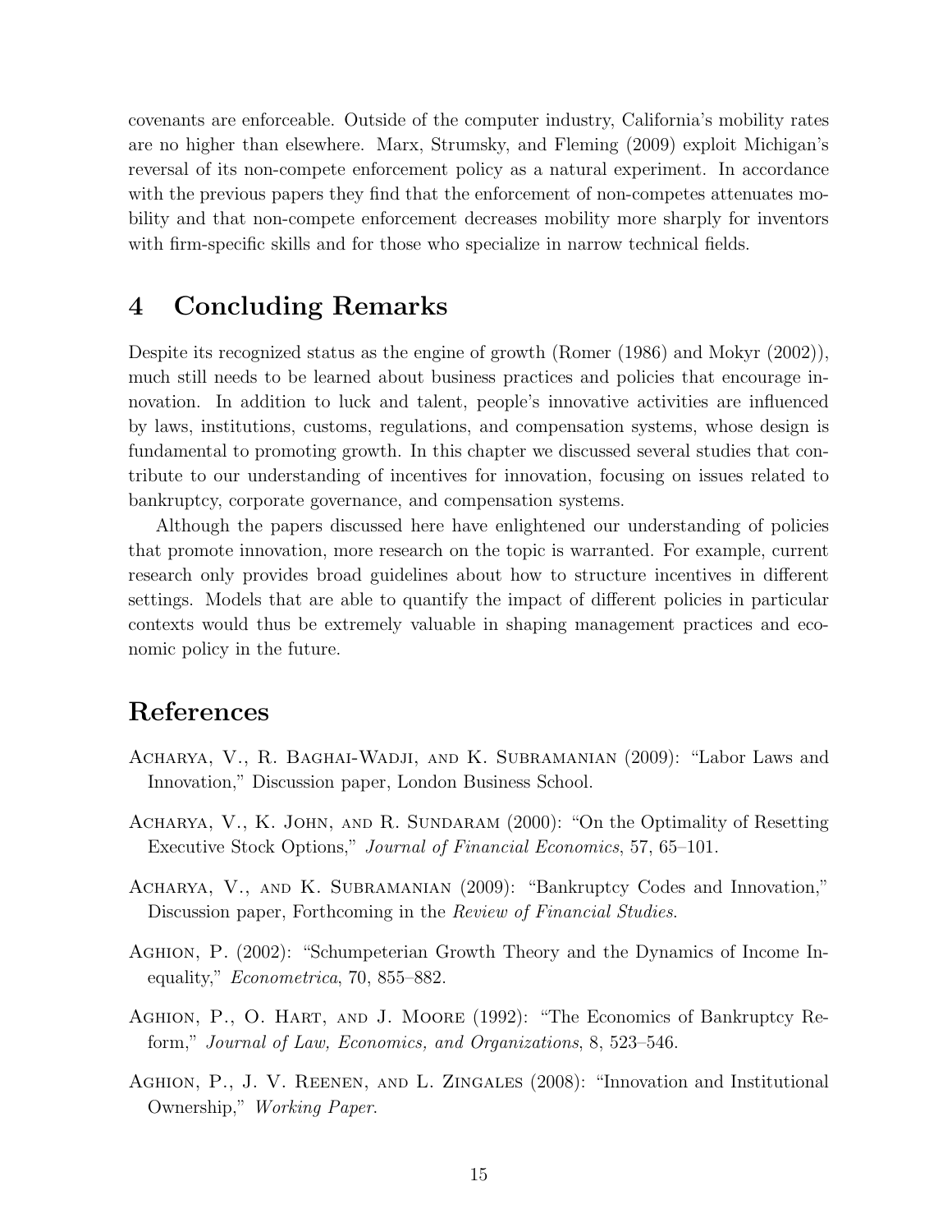covenants are enforceable. Outside of the computer industry, California's mobility rates are no higher than elsewhere. Marx, Strumsky, and Fleming (2009) exploit Michigan's reversal of its non-compete enforcement policy as a natural experiment. In accordance with the previous papers they find that the enforcement of non-competes attenuates mobility and that non-compete enforcement decreases mobility more sharply for inventors with firm-specific skills and for those who specialize in narrow technical fields.

# 4 Concluding Remarks

Despite its recognized status as the engine of growth (Romer (1986) and Mokyr (2002)), much still needs to be learned about business practices and policies that encourage innovation. In addition to luck and talent, people's innovative activities are influenced by laws, institutions, customs, regulations, and compensation systems, whose design is fundamental to promoting growth. In this chapter we discussed several studies that contribute to our understanding of incentives for innovation, focusing on issues related to bankruptcy, corporate governance, and compensation systems.

Although the papers discussed here have enlightened our understanding of policies that promote innovation, more research on the topic is warranted. For example, current research only provides broad guidelines about how to structure incentives in different settings. Models that are able to quantify the impact of different policies in particular contexts would thus be extremely valuable in shaping management practices and economic policy in the future.

# References

Acharya, V., R. Baghai-Wadji, and K. Subramanian (2009): "Labor Laws and Innovation," Discussion paper, London Business School.

Acharya, V., K. John, and R. Sundaram (2000): "On the Optimality of Resetting Executive Stock Options," *Journal of Financial Economics*, 57, 65–101.

Acharya, V., and K. Subramanian (2009): "Bankruptcy Codes and Innovation," Discussion paper, Forthcoming in the *Review of Financial Studies*.

Aghion, P. (2002): "Schumpeterian Growth Theory and the Dynamics of Income Inequality," *Econometrica*, 70, 855–882.

Aghion, P., O. Hart, and J. Moore (1992): "The Economics of Bankruptcy Reform," *Journal of Law, Economics, and Organizations*, 8, 523–546.

Aghion, P., J. V. Reenen, and L. Zingales (2008): "Innovation and Institutional Ownership," *Working Paper.*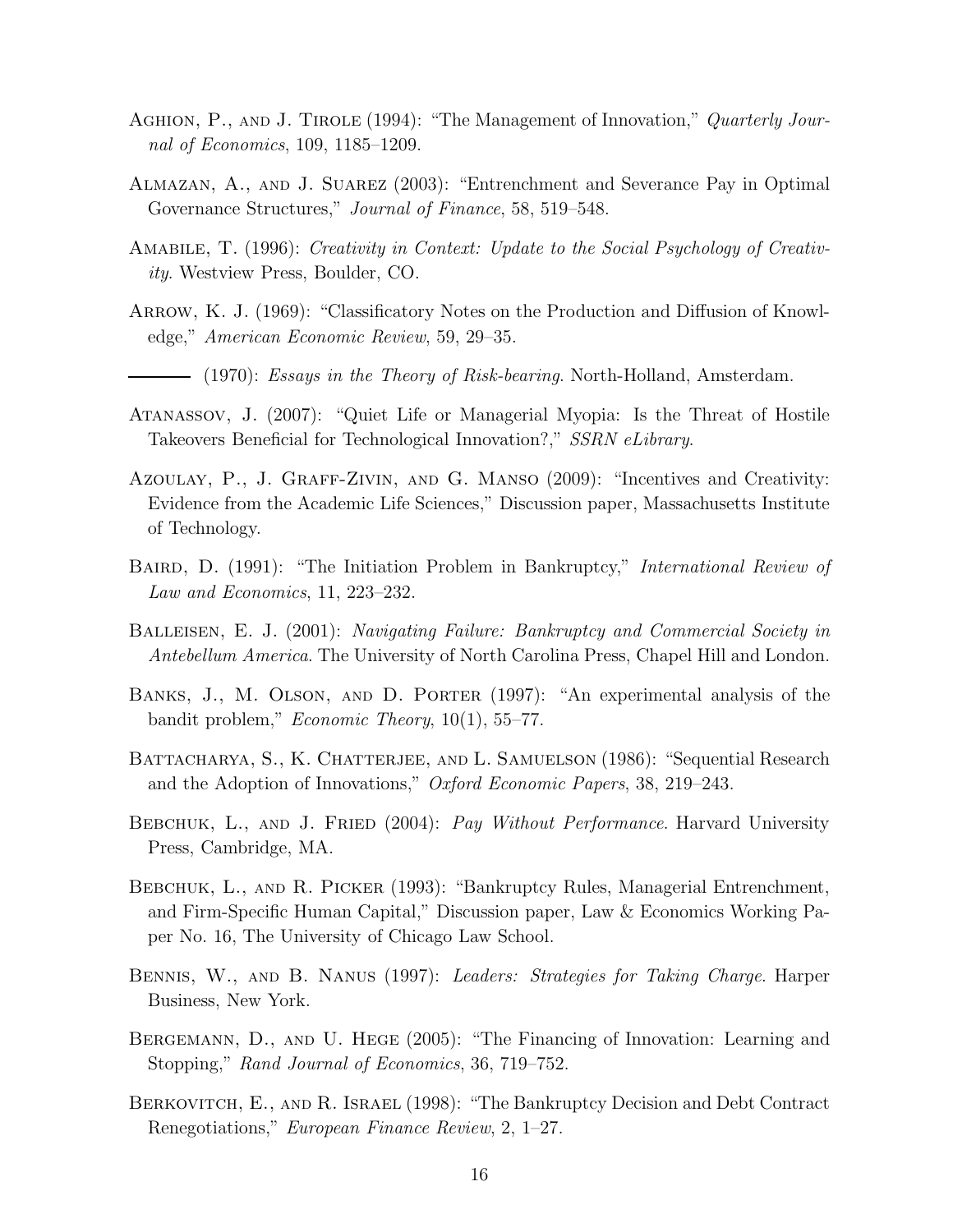Aghion, P., and J. Tirole (1994): "The Management of Innovation," *Quarterly Journal of Economics*, 109, 1185–1209.

Almazan, A., and J. Suarez (2003): "Entrenchment and Severance Pay in Optimal Governance Structures," *Journal of Finance*, 58, 519–548.

Amabile, T. (1996): *Creativity in Context: Update to the Social Psychology of Creativity*. Westview Press, Boulder, CO.

Arrow, K. J. (1969): "Classificatory Notes on the Production and Diffusion of Knowledge," *American Economic Review*, 59, 29–35.

——— (1970): *Essays in the Theory of Risk-bearing*. North-Holland, Amsterdam.

Atanassov, J. (2007): "Quiet Life or Managerial Myopia: Is the Threat of Hostile Takeovers Beneficial for Technological Innovation?," *SSRN eLibrary*.

Azoulay, P., J. Graff-Zivin, and G. Manso (2009): "Incentives and Creativity: Evidence from the Academic Life Sciences," Discussion paper, Massachusetts Institute of Technology.

Baird, D. (1991): "The Initiation Problem in Bankruptcy," *International Review of Law and Economics*, 11, 223–232.

Balleisen, E. J. (2001): *Navigating Failure: Bankruptcy and Commercial Society in Antebellum America*. The University of North Carolina Press, Chapel Hill and London.

Banks, J., M. Olson, and D. Porter (1997): "An experimental analysis of the bandit problem," *Economic Theory*, 10(1), 55–77.

Battacharya, S., K. Chatterjee, and L. Samuelson (1986): "Sequential Research and the Adoption of Innovations," *Oxford Economic Papers*, 38, 219–243.

Bebchuk, L., and J. Fried (2004): *Pay Without Performance*. Harvard University Press, Cambridge, MA.

Bebchuk, L., and R. Picker (1993): "Bankruptcy Rules, Managerial Entrenchment, and Firm-Specific Human Capital," Discussion paper, Law & Economics Working Paper No. 16, The University of Chicago Law School.

Bennis, W., and B. Nanus (1997): *Leaders: Strategies for Taking Charge*. Harper Business, New York.

Bergemann, D., and U. Hege (2005): "The Financing of Innovation: Learning and Stopping," *Rand Journal of Economics*, 36, 719–752.

Berkovitch, E., and R. Israel (1998): "The Bankruptcy Decision and Debt Contract Renegotiations," *European Finance Review*, 2, 1–27.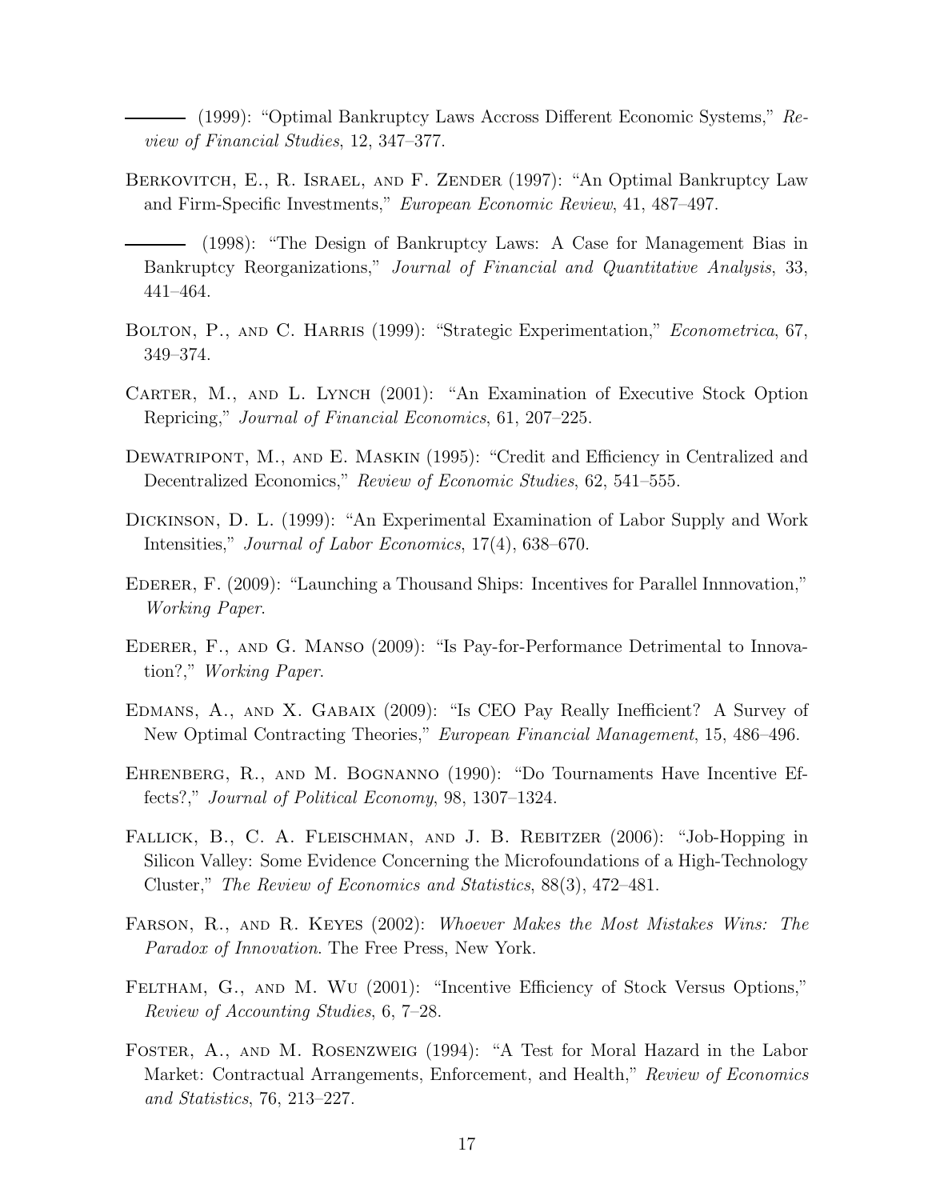——— (1999): "Optimal Bankruptcy Laws Accross Different Economic Systems," *Review of Financial Studies*, 12, 347–377.

Berkovitch, E., R. Israel, and F. Zender (1997): "An Optimal Bankruptcy Law and Firm-Specific Investments," *European Economic Review*, 41, 487–497.

——— (1998): "The Design of Bankruptcy Laws: A Case for Management Bias in Bankruptcy Reorganizations," *Journal of Financial and Quantitative Analysis*, 33, 441–464.

Bolton, P., and C. Harris (1999): "Strategic Experimentation," *Econometrica*, 67, 349–374.

Carter, M., and L. Lynch (2001): "An Examination of Executive Stock Option Repricing," *Journal of Financial Economics*, 61, 207–225.

Dewatripont, M., and E. Maskin (1995): "Credit and Efficiency in Centralized and Decentralized Economics," *Review of Economic Studies*, 62, 541–555.

Dickinson, D. L. (1999): "An Experimental Examination of Labor Supply and Work Intensities," *Journal of Labor Economics*, 17(4), 638–670.

Ederer, F. (2009): "Launching a Thousand Ships: Incentives for Parallel Innnovation," *Working Paper*.

Ederer, F., and G. Manso (2009): "Is Pay-for-Performance Detrimental to Innovation?," *Working Paper*.

Edmans, A., and X. Gabaix (2009): "Is CEO Pay Really Inefficient? A Survey of New Optimal Contracting Theories," *European Financial Management*, 15, 486–496.

Ehrenberg, R., and M. Bognanno (1990): "Do Tournaments Have Incentive Effects?," *Journal of Political Economy*, 98, 1307–1324.

Fallick, B., C. A. Fleischman, and J. B. Rebitzer (2006): "Job-Hopping in Silicon Valley: Some Evidence Concerning the Microfoundations of a High-Technology Cluster," *The Review of Economics and Statistics*, 88(3), 472–481.

Farson, R., and R. Keyes (2002): *Whoever Makes the Most Mistakes Wins: The Paradox of Innovation*. The Free Press, New York.

Feltham, G., and M. Wu (2001): "Incentive Efficiency of Stock Versus Options," *Review of Accounting Studies*, 6, 7–28.

Foster, A., and M. Rosenzweig (1994): "A Test for Moral Hazard in the Labor Market: Contractual Arrangements, Enforcement, and Health," *Review of Economics and Statistics*, 76, 213–227.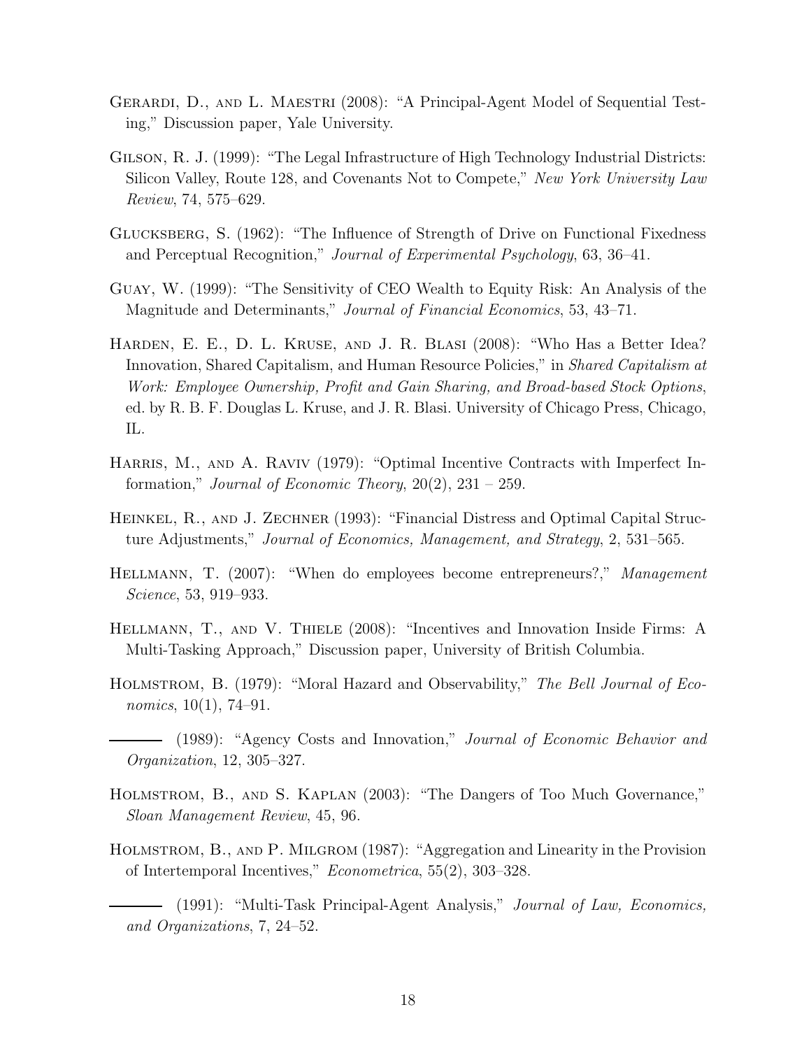Gerardi, D., and L. Maestri (2008): "A Principal-Agent Model of Sequential Testing," Discussion paper, Yale University.

Gilson, R. J. (1999): "The Legal Infrastructure of High Technology Industrial Districts: Silicon Valley, Route 128, and Covenants Not to Compete," *New York University Law Review*, 74, 575–629.

Glucksberg, S. (1962): "The Influence of Strength of Drive on Functional Fixedness and Perceptual Recognition," *Journal of Experimental Psychology*, 63, 36–41.

Guay, W. (1999): "The Sensitivity of CEO Wealth to Equity Risk: An Analysis of the Magnitude and Determinants," *Journal of Financial Economics*, 53, 43–71.

Harden, E. E., D. L. Kruse, and J. R. Blasi (2008): "Who Has a Better Idea? Innovation, Shared Capitalism, and Human Resource Policies," in *Shared Capitalism at Work: Employee Ownership, Profit and Gain Sharing, and Broad-based Stock Options*, ed. by R. B. F. Douglas L. Kruse, and J. R. Blasi. University of Chicago Press, Chicago, IL.

Harris, M., and A. Raviv (1979): "Optimal Incentive Contracts with Imperfect Information," *Journal of Economic Theory*, 20(2), 231 – 259.

Heinkel, R., and J. Zechner (1993): "Financial Distress and Optimal Capital Structure Adjustments," *Journal of Economics, Management, and Strategy*, 2, 531–565.

Hellmann, T. (2007): "When do employees become entrepreneurs?," *Management Science*, 53, 919–933.

Hellmann, T., and V. Thiele (2008): "Incentives and Innovation Inside Firms: A Multi-Tasking Approach," Discussion paper, University of British Columbia.

Holmstrom, B. (1979): "Moral Hazard and Observability," *The Bell Journal of Economics*, 10(1), 74–91.

——— (1989): "Agency Costs and Innovation," *Journal of Economic Behavior and Organization*, 12, 305–327.

Holmstrom, B., and S. Kaplan (2003): "The Dangers of Too Much Governance," *Sloan Management Review*, 45, 96.

Holmstrom, B., and P. Milgrom (1987): "Aggregation and Linearity in the Provision of Intertemporal Incentives," *Econometrica*, 55(2), 303–328.

——— (1991): "Multi-Task Principal-Agent Analysis," *Journal of Law, Economics, and Organizations*, 7, 24–52.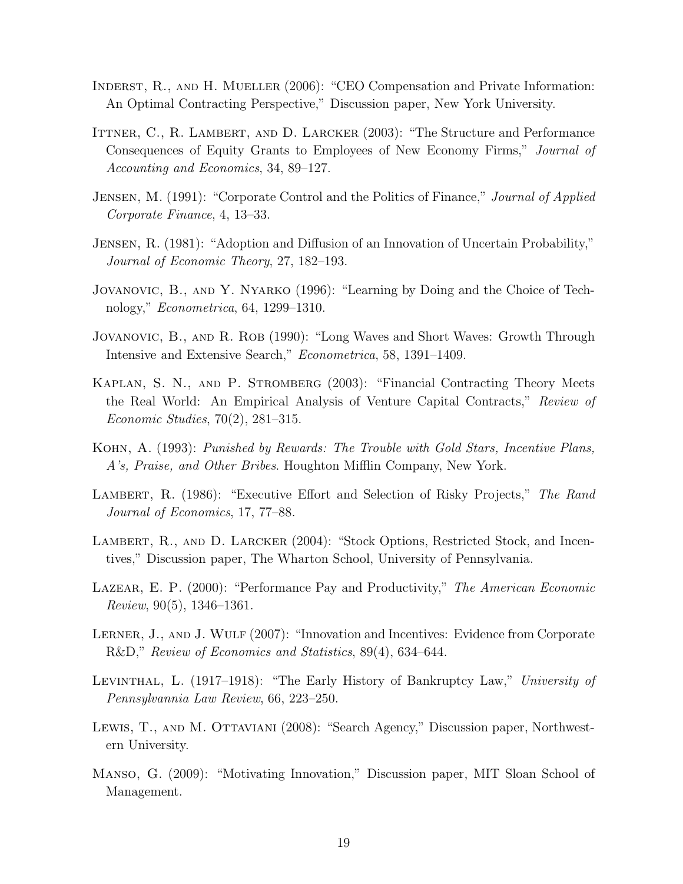Inderst, R., and H. Mueller (2006): "CEO Compensation and Private Information: An Optimal Contracting Perspective," Discussion paper, New York University.

Ittner, C., R. Lambert, and D. Larcker (2003): "The Structure and Performance Consequences of Equity Grants to Employees of New Economy Firms," *Journal of Accounting and Economics*, 34, 89–127.

Jensen, M. (1991): "Corporate Control and the Politics of Finance," *Journal of Applied Corporate Finance*, 4, 13–33.

Jensen, R. (1981): "Adoption and Diffusion of an Innovation of Uncertain Probability," *Journal of Economic Theory*, 27, 182–193.

Jovanovic, B., and Y. Nyarko (1996): "Learning by Doing and the Choice of Technology," *Econometrica*, 64, 1299–1310.

Jovanovic, B., and R. Rob (1990): "Long Waves and Short Waves: Growth Through Intensive and Extensive Search," *Econometrica*, 58, 1391–1409.

Kaplan, S. N., and P. Stromberg (2003): "Financial Contracting Theory Meets the Real World: An Empirical Analysis of Venture Capital Contracts," *Review of Economic Studies*, 70(2), 281–315.

Kohn, A. (1993): *Punished by Rewards: The Trouble with Gold Stars, Incentive Plans, A's, Praise, and Other Bribes*. Houghton Mifflin Company, New York.

Lambert, R. (1986): "Executive Effort and Selection of Risky Projects," *The Rand Journal of Economics*, 17, 77–88.

Lambert, R., and D. Larcker (2004): "Stock Options, Restricted Stock, and Incentives," Discussion paper, The Wharton School, University of Pennsylvania.

Lazear, E. P. (2000): "Performance Pay and Productivity," *The American Economic Review*, 90(5), 1346–1361.

Lerner, J., and J. Wulf (2007): "Innovation and Incentives: Evidence from Corporate R&D," *Review of Economics and Statistics*, 89(4), 634–644.

Levinthal, L. (1917–1918): "The Early History of Bankruptcy Law," *University of Pennsylvannia Law Review*, 66, 223–250.

Lewis, T., and M. Ottaviani (2008): "Search Agency," Discussion paper, Northwestern University.

Manso, G. (2009): "Motivating Innovation," Discussion paper, MIT Sloan School of Management.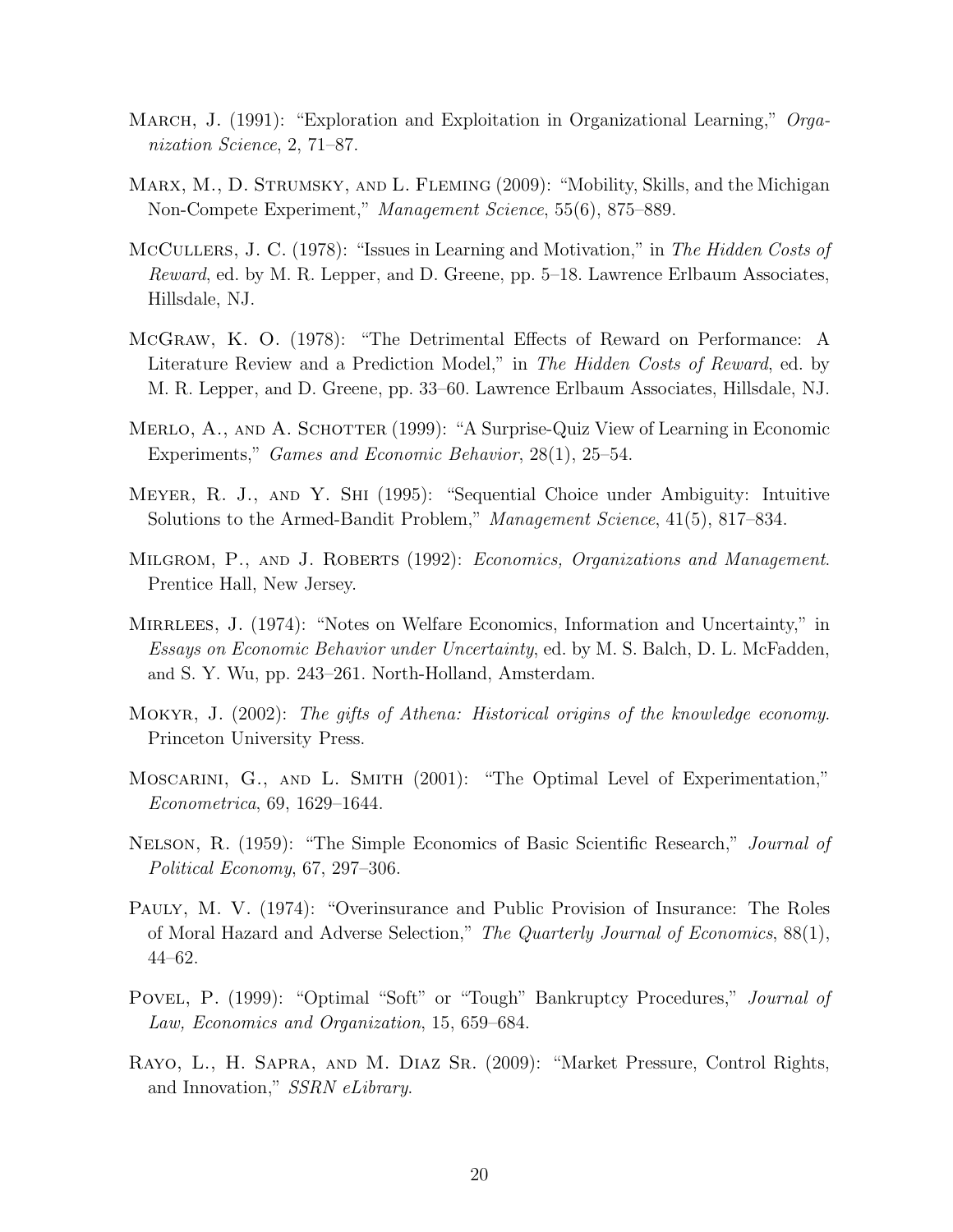March, J. (1991): "Exploration and Exploitation in Organizational Learning," *Organization Science*, 2, 71–87.

Marx, M., D. Strumsky, and L. Fleming (2009): "Mobility, Skills, and the Michigan Non-Compete Experiment," *Management Science*, 55(6), 875–889.

McCullers, J. C. (1978): "Issues in Learning and Motivation," in *The Hidden Costs of Reward*, ed. by M. R. Lepper, and D. Greene, pp. 5–18. Lawrence Erlbaum Associates, Hillsdale, NJ.

McGraw, K. O. (1978): "The Detrimental Effects of Reward on Performance: A Literature Review and a Prediction Model," in *The Hidden Costs of Reward*, ed. by M. R. Lepper, and D. Greene, pp. 33–60. Lawrence Erlbaum Associates, Hillsdale, NJ.

Merlo, A., and A. Schotter (1999): "A Surprise-Quiz View of Learning in Economic Experiments," *Games and Economic Behavior*, 28(1), 25–54.

Meyer, R. J., and Y. Shi (1995): "Sequential Choice under Ambiguity: Intuitive Solutions to the Armed-Bandit Problem," *Management Science*, 41(5), 817–834.

Milgrom, P., and J. Roberts (1992): *Economics, Organizations and Management*. Prentice Hall, New Jersey.

Mirrlees, J. (1974): "Notes on Welfare Economics, Information and Uncertainty," in *Essays on Economic Behavior under Uncertainty*, ed. by M. S. Balch, D. L. McFadden, and S. Y. Wu, pp. 243–261. North-Holland, Amsterdam.

Mokyr, J. (2002): *The gifts of Athena: Historical origins of the knowledge economy*. Princeton University Press.

Moscarini, G., and L. Smith (2001): "The Optimal Level of Experimentation," *Econometrica*, 69, 1629–1644.

Nelson, R. (1959): "The Simple Economics of Basic Scientific Research," *Journal of Political Economy*, 67, 297–306.

Pauly, M. V. (1974): "Overinsurance and Public Provision of Insurance: The Roles of Moral Hazard and Adverse Selection," *The Quarterly Journal of Economics*, 88(1), 44–62.

Povel, P. (1999): "Optimal "Soft" or "Tough" Bankruptcy Procedures," *Journal of Law, Economics and Organization*, 15, 659–684.

Rayo, L., H. Sapra, and M. Diaz Sr. (2009): "Market Pressure, Control Rights, and Innovation," *SSRN eLibrary*.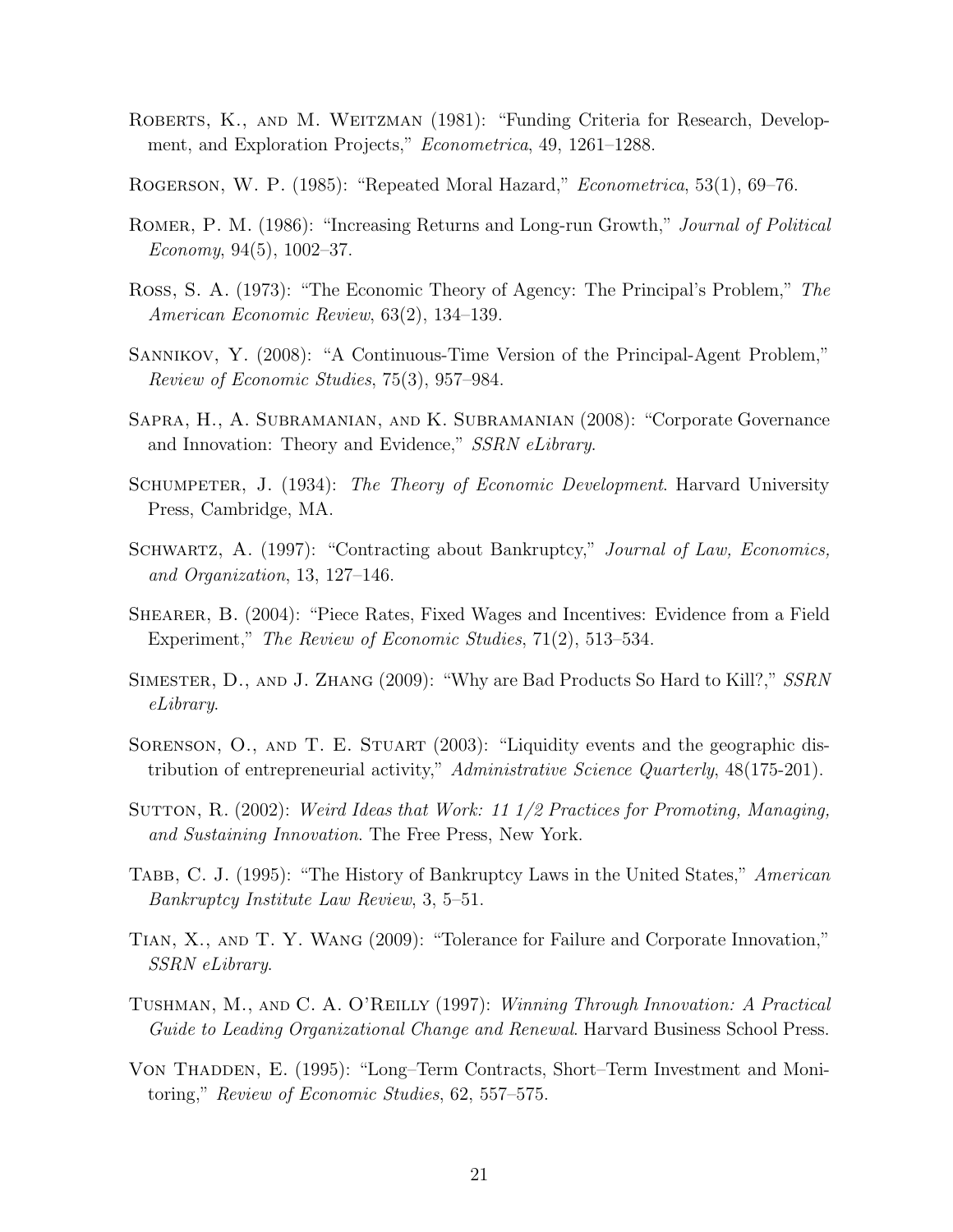Roberts, K., and M. Weitzman (1981): "Funding Criteria for Research, Development, and Exploration Projects," *Econometrica*, 49, 1261–1288.

Rogerson, W. P. (1985): "Repeated Moral Hazard," *Econometrica*, 53(1), 69–76.

Romer, P. M. (1986): "Increasing Returns and Long-run Growth," *Journal of Political Economy*, 94(5), 1002–37.

Ross, S. A. (1973): "The Economic Theory of Agency: The Principal's Problem," *The American Economic Review*, 63(2), 134–139.

Sannikov, Y. (2008): "A Continuous-Time Version of the Principal-Agent Problem," *Review of Economic Studies*, 75(3), 957–984.

Sapra, H., A. Subramanian, and K. Subramanian (2008): "Corporate Governance and Innovation: Theory and Evidence," *SSRN eLibrary*.

Schumpeter, J. (1934): *The Theory of Economic Development*. Harvard University Press, Cambridge, MA.

Schwartz, A. (1997): "Contracting about Bankruptcy," *Journal of Law, Economics, and Organization*, 13, 127–146.

Shearer, B. (2004): "Piece Rates, Fixed Wages and Incentives: Evidence from a Field Experiment," *The Review of Economic Studies*, 71(2), 513–534.

Simester, D., and J. Zhang (2009): "Why are Bad Products So Hard to Kill?," *SSRN eLibrary*.

Sorenson, O., and T. E. Stuart (2003): "Liquidity events and the geographic distribution of entrepreneurial activity," *Administrative Science Quarterly*, 48(175-201).

Sutton, R. (2002): *Weird Ideas that Work: 11 1/2 Practices for Promoting, Managing, and Sustaining Innovation*. The Free Press, New York.

Tabb, C. J. (1995): "The History of Bankruptcy Laws in the United States," *American Bankruptcy Institute Law Review*, 3, 5–51.

Tian, X., and T. Y. Wang (2009): "Tolerance for Failure and Corporate Innovation," *SSRN eLibrary*.

Tushman, M., and C. A. O'Reilly (1997): *Winning Through Innovation: A Practical Guide to Leading Organizational Change and Renewal*. Harvard Business School Press.

Von Thadden, E. (1995): "Long–Term Contracts, Short–Term Investment and Monitoring," *Review of Economic Studies*, 62, 557–575.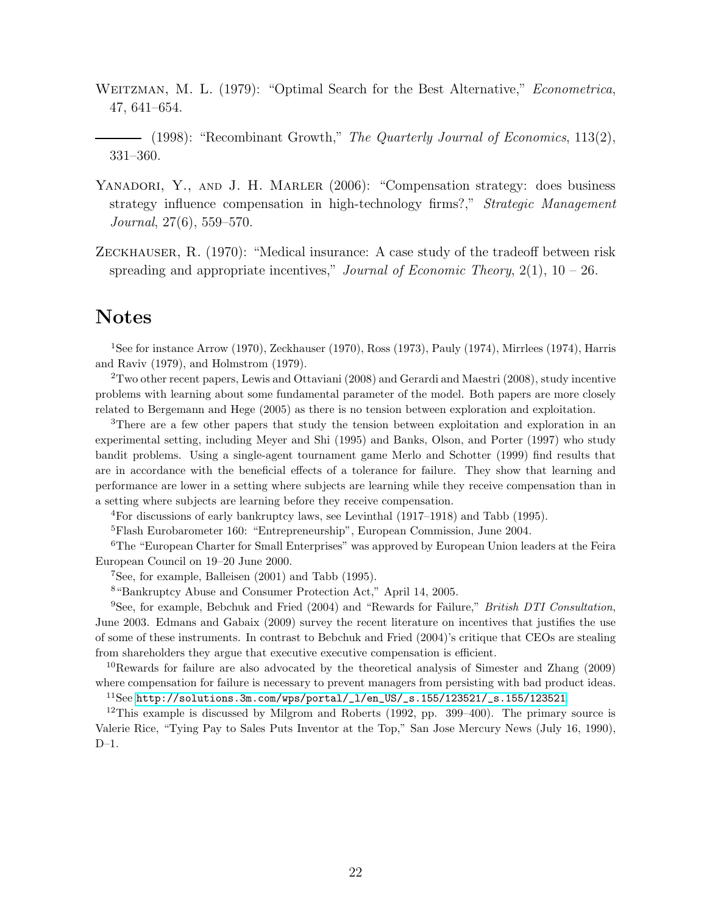Weitzman, M. L. (1979): "Optimal Search for the Best Alternative," *Econometrica*, 47, 641–654.

——— (1998): "Recombinant Growth," *The Quarterly Journal of Economics*, 113(2), 331–360.

Yanadori, Y., and J. H. Marler (2006): "Compensation strategy: does business strategy influence compensation in high-technology firms?," *Strategic Management Journal*, 27(6), 559–570.

Zeckhauser, R. (1970): "Medical insurance: A case study of the tradeoff between risk spreading and appropriate incentives," *Journal of Economic Theory*, 2(1), 10 – 26.

# Notes

[1]See for instance Arrow (1970), Zeckhauser (1970), Ross (1973), Pauly (1974), Mirrlees (1974), Harris and Raviv (1979), and Holmstrom (1979).

[2]Two other recent papers, Lewis and Ottaviani (2008) and Gerardi and Maestri (2008), study incentive problems with learning about some fundamental parameter of the model. Both papers are more closely related to Bergemann and Hege (2005) as there is no tension between exploration and exploitation.

[3]There are a few other papers that study the tension between exploitation and exploration in an experimental setting, including Meyer and Shi (1995) and Banks, Olson, and Porter (1997) who study bandit problems. Using a single-agent tournament game Merlo and Schotter (1999) find results that are in accordance with the beneficial effects of a tolerance for failure. They show that learning and performance are lower in a setting where subjects are learning while they receive compensation than in a setting where subjects are learning before they receive compensation.

[4]For discussions of early bankruptcy laws, see Levinthal (1917–1918) and Tabb (1995).

[5]Flash Eurobarometer 160: "Entrepreneurship", European Commission, June 2004.

[6]The "European Charter for Small Enterprises" was approved by European Union leaders at the Feira European Council on 19–20 June 2000.

[7]See, for example, Balleisen (2001) and Tabb (1995).

[8]"Bankruptcy Abuse and Consumer Protection Act," April 14, 2005.

[9]See, for example, Bebchuk and Fried (2004) and "Rewards for Failure," *British DTI Consultation*, June 2003. Edmans and Gabaix (2009) survey the recent literature on incentives that justifies the use of some of these instruments. In contrast to Bebchuk and Fried (2004)'s critique that CEOs are stealing from shareholders they argue that executive executive compensation is efficient.

[10]Rewards for failure are also advocated by the theoretical analysis of Simester and Zhang (2009) where compensation for failure is necessary to prevent managers from persisting with bad product ideas.

[11]See http://solutions.3m.com/wps/portal/_l/en_US/_s.155/123521/_s.155/123521

[12]This example is discussed by Milgrom and Roberts (1992, pp. 399–400). The primary source is Valerie Rice, "Tying Pay to Sales Puts Inventor at the Top," San Jose Mercury News (July 16, 1990), D–1.